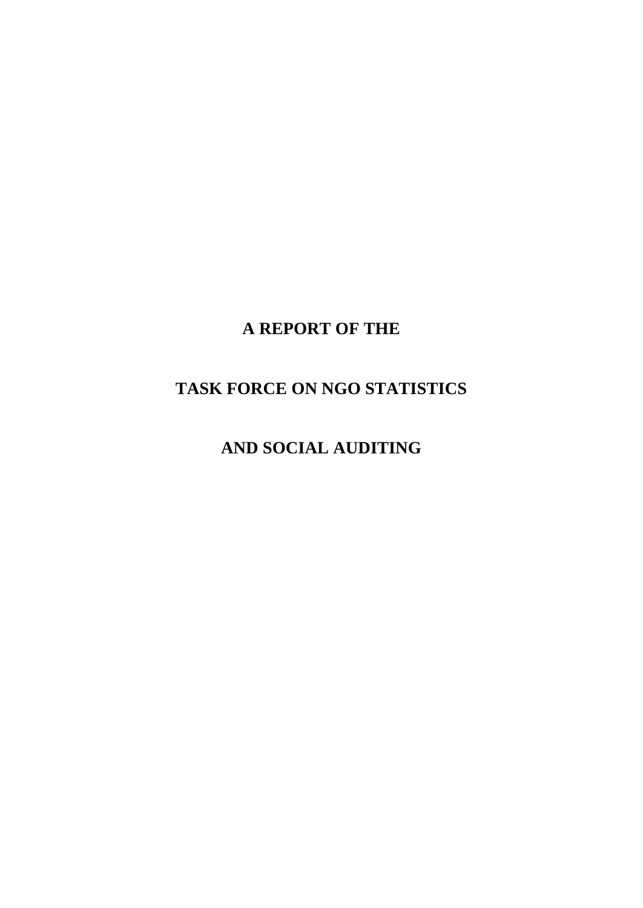# A REPORT OF THE

# TASK FORCE ON NGO STATISTICS

# AND SOCIAL AUDITING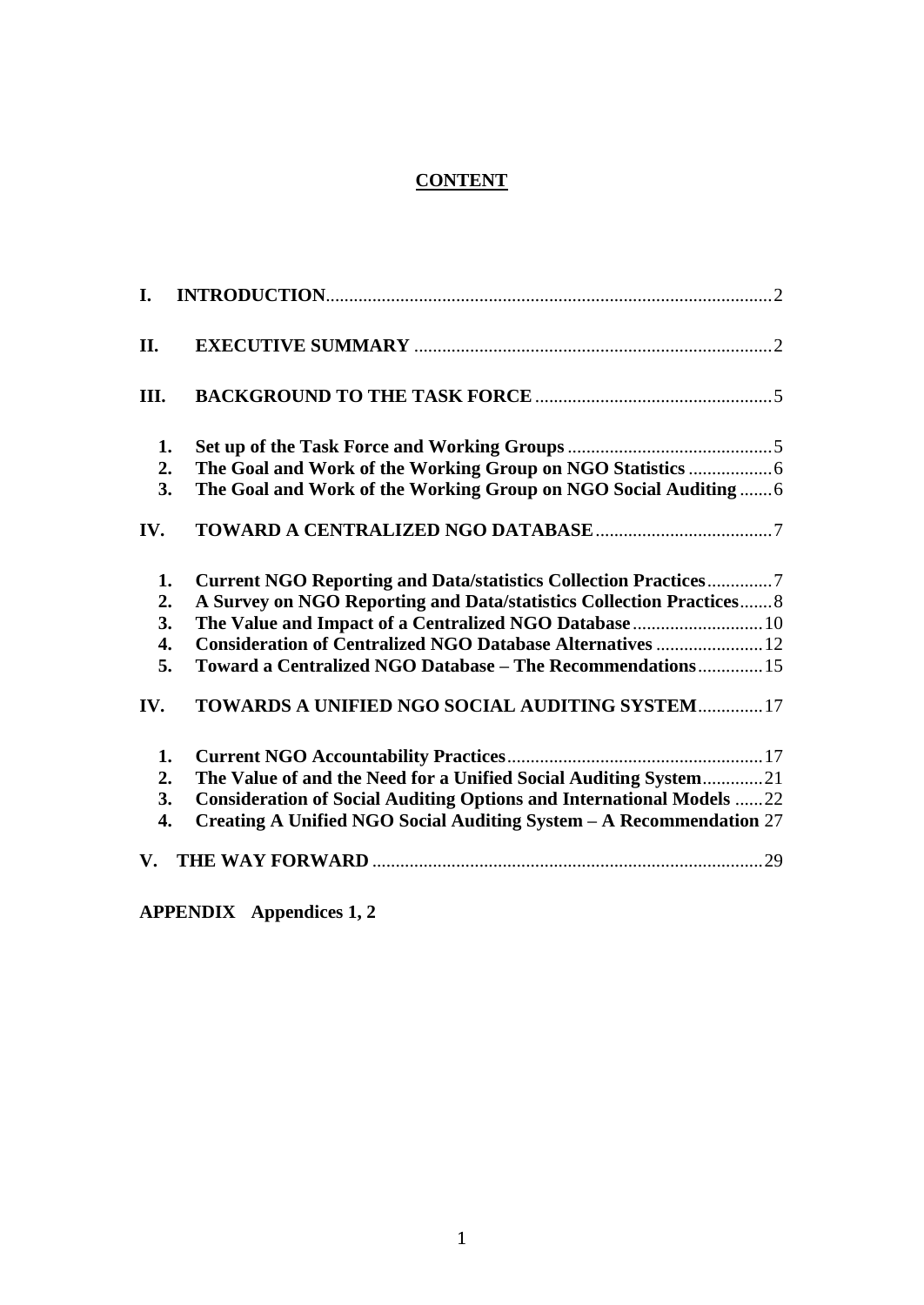# CONTENT

| | | |
|---|---|---|
| **I.** | **INTRODUCTION** | 2 |
| **II.** | **EXECUTIVE SUMMARY** | 2 |
| **III.** | **BACKGROUND TO THE TASK FORCE** | 5 |
| **1.** | **Set up of the Task Force and Working Groups** | 5 |
| **2.** | **The Goal and Work of the Working Group on NGO Statistics** | 6 |
| **3.** | **The Goal and Work of the Working Group on NGO Social Auditing** | 6 |
| **IV.** | **TOWARD A CENTRALIZED NGO DATABASE** | 7 |
| **1.** | **Current NGO Reporting and Data/statistics Collection Practices** | 7 |
| **2.** | **A Survey on NGO Reporting and Data/statistics Collection Practices** | 8 |
| **3.** | **The Value and Impact of a Centralized NGO Database** | 10 |
| **4.** | **Consideration of Centralized NGO Database Alternatives** | 12 |
| **5.** | **Toward a Centralized NGO Database – The Recommendations** | 15 |
| **IV.** | **TOWARDS A UNIFIED NGO SOCIAL AUDITING SYSTEM** | 17 |
| **1.** | **Current NGO Accountability Practices** | 17 |
| **2.** | **The Value of and the Need for a Unified Social Auditing System** | 21 |
| **3.** | **Consideration of Social Auditing Options and International Models** | 22 |
| **4.** | **Creating A Unified NGO Social Auditing System – A Recommendation** | 27 |
| **V.** | **THE WAY FORWARD** | 29 |

**APPENDIX Appendices 1, 2**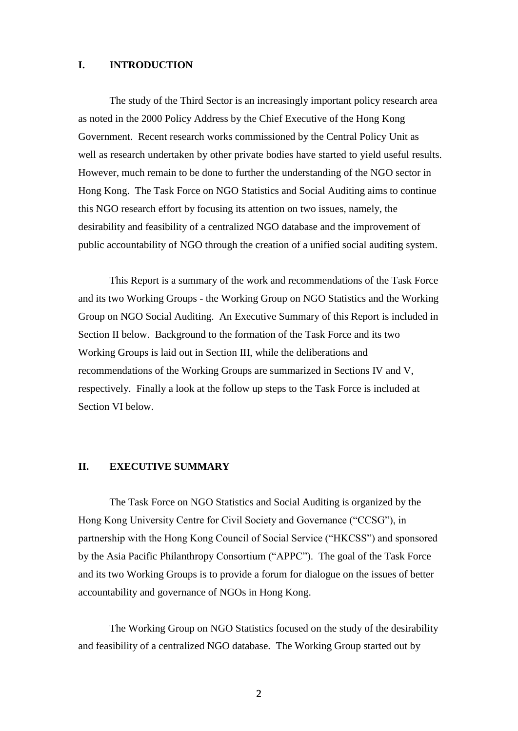## I. INTRODUCTION

The study of the Third Sector is an increasingly important policy research area as noted in the 2000 Policy Address by the Chief Executive of the Hong Kong Government. Recent research works commissioned by the Central Policy Unit as well as research undertaken by other private bodies have started to yield useful results. However, much remain to be done to further the understanding of the NGO sector in Hong Kong. The Task Force on NGO Statistics and Social Auditing aims to continue this NGO research effort by focusing its attention on two issues, namely, the desirability and feasibility of a centralized NGO database and the improvement of public accountability of NGO through the creation of a unified social auditing system.

This Report is a summary of the work and recommendations of the Task Force and its two Working Groups - the Working Group on NGO Statistics and the Working Group on NGO Social Auditing. An Executive Summary of this Report is included in Section II below. Background to the formation of the Task Force and its two Working Groups is laid out in Section III, while the deliberations and recommendations of the Working Groups are summarized in Sections IV and V, respectively. Finally a look at the follow up steps to the Task Force is included at Section VI below.

## II. EXECUTIVE SUMMARY

The Task Force on NGO Statistics and Social Auditing is organized by the Hong Kong University Centre for Civil Society and Governance ("CCSG"), in partnership with the Hong Kong Council of Social Service ("HKCSS") and sponsored by the Asia Pacific Philanthropy Consortium ("APPC"). The goal of the Task Force and its two Working Groups is to provide a forum for dialogue on the issues of better accountability and governance of NGOs in Hong Kong.

The Working Group on NGO Statistics focused on the study of the desirability and feasibility of a centralized NGO database. The Working Group started out by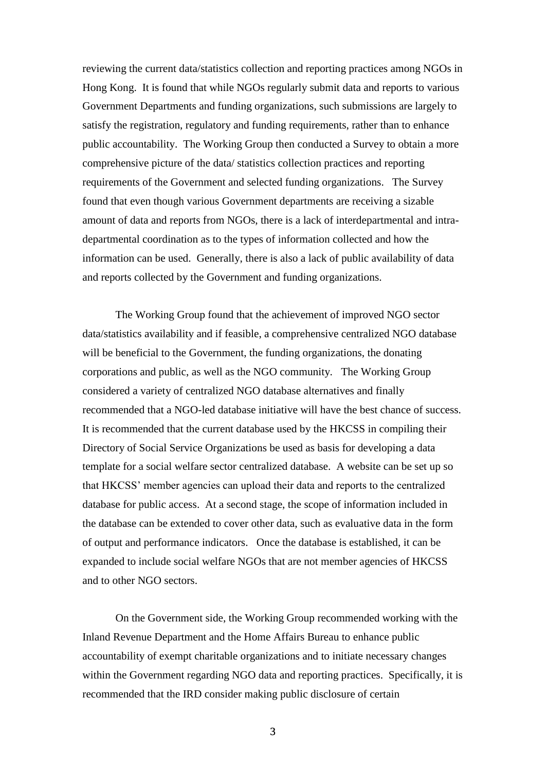reviewing the current data/statistics collection and reporting practices among NGOs in Hong Kong. It is found that while NGOs regularly submit data and reports to various Government Departments and funding organizations, such submissions are largely to satisfy the registration, regulatory and funding requirements, rather than to enhance public accountability. The Working Group then conducted a Survey to obtain a more comprehensive picture of the data/ statistics collection practices and reporting requirements of the Government and selected funding organizations. The Survey found that even though various Government departments are receiving a sizable amount of data and reports from NGOs, there is a lack of interdepartmental and intra-departmental coordination as to the types of information collected and how the information can be used. Generally, there is also a lack of public availability of data and reports collected by the Government and funding organizations.

The Working Group found that the achievement of improved NGO sector data/statistics availability and if feasible, a comprehensive centralized NGO database will be beneficial to the Government, the funding organizations, the donating corporations and public, as well as the NGO community. The Working Group considered a variety of centralized NGO database alternatives and finally recommended that a NGO-led database initiative will have the best chance of success. It is recommended that the current database used by the HKCSS in compiling their Directory of Social Service Organizations be used as basis for developing a data template for a social welfare sector centralized database. A website can be set up so that HKCSS' member agencies can upload their data and reports to the centralized database for public access. At a second stage, the scope of information included in the database can be extended to cover other data, such as evaluative data in the form of output and performance indicators. Once the database is established, it can be expanded to include social welfare NGOs that are not member agencies of HKCSS and to other NGO sectors.

On the Government side, the Working Group recommended working with the Inland Revenue Department and the Home Affairs Bureau to enhance public accountability of exempt charitable organizations and to initiate necessary changes within the Government regarding NGO data and reporting practices. Specifically, it is recommended that the IRD consider making public disclosure of certain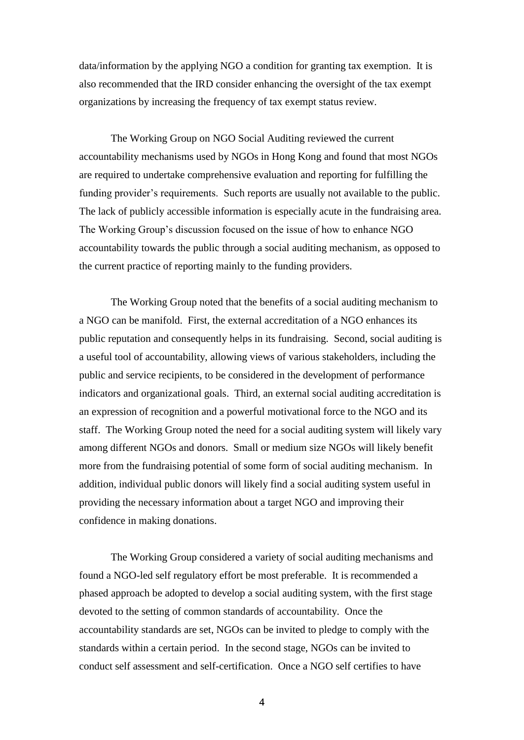data/information by the applying NGO a condition for granting tax exemption. It is also recommended that the IRD consider enhancing the oversight of the tax exempt organizations by increasing the frequency of tax exempt status review.

The Working Group on NGO Social Auditing reviewed the current accountability mechanisms used by NGOs in Hong Kong and found that most NGOs are required to undertake comprehensive evaluation and reporting for fulfilling the funding provider's requirements. Such reports are usually not available to the public. The lack of publicly accessible information is especially acute in the fundraising area. The Working Group's discussion focused on the issue of how to enhance NGO accountability towards the public through a social auditing mechanism, as opposed to the current practice of reporting mainly to the funding providers.

The Working Group noted that the benefits of a social auditing mechanism to a NGO can be manifold. First, the external accreditation of a NGO enhances its public reputation and consequently helps in its fundraising. Second, social auditing is a useful tool of accountability, allowing views of various stakeholders, including the public and service recipients, to be considered in the development of performance indicators and organizational goals. Third, an external social auditing accreditation is an expression of recognition and a powerful motivational force to the NGO and its staff. The Working Group noted the need for a social auditing system will likely vary among different NGOs and donors. Small or medium size NGOs will likely benefit more from the fundraising potential of some form of social auditing mechanism. In addition, individual public donors will likely find a social auditing system useful in providing the necessary information about a target NGO and improving their confidence in making donations.

The Working Group considered a variety of social auditing mechanisms and found a NGO-led self regulatory effort be most preferable. It is recommended a phased approach be adopted to develop a social auditing system, with the first stage devoted to the setting of common standards of accountability. Once the accountability standards are set, NGOs can be invited to pledge to comply with the standards within a certain period. In the second stage, NGOs can be invited to conduct self assessment and self-certification. Once a NGO self certifies to have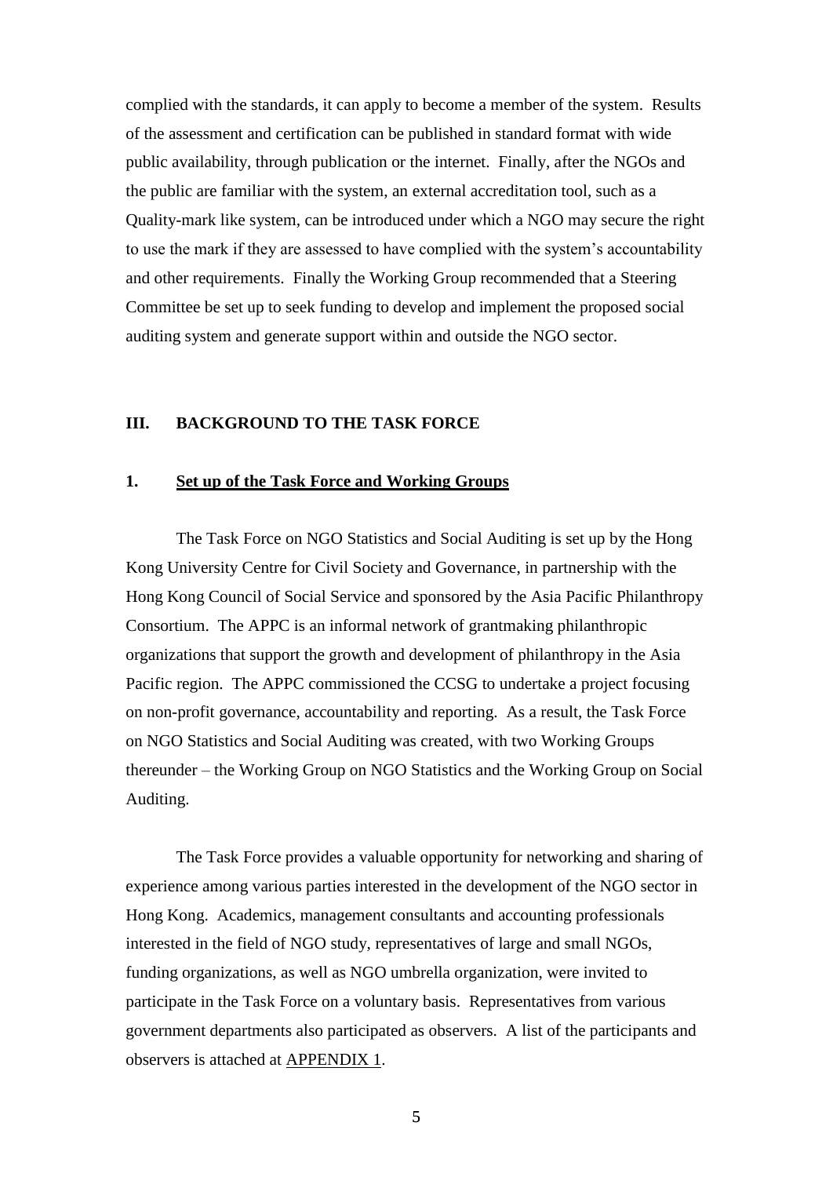complied with the standards, it can apply to become a member of the system. Results of the assessment and certification can be published in standard format with wide public availability, through publication or the internet. Finally, after the NGOs and the public are familiar with the system, an external accreditation tool, such as a Quality-mark like system, can be introduced under which a NGO may secure the right to use the mark if they are assessed to have complied with the system's accountability and other requirements. Finally the Working Group recommended that a Steering Committee be set up to seek funding to develop and implement the proposed social auditing system and generate support within and outside the NGO sector.

## III. BACKGROUND TO THE TASK FORCE

### 1. Set up of the Task Force and Working Groups

The Task Force on NGO Statistics and Social Auditing is set up by the Hong Kong University Centre for Civil Society and Governance, in partnership with the Hong Kong Council of Social Service and sponsored by the Asia Pacific Philanthropy Consortium. The APPC is an informal network of grantmaking philanthropic organizations that support the growth and development of philanthropy in the Asia Pacific region. The APPC commissioned the CCSG to undertake a project focusing on non-profit governance, accountability and reporting. As a result, the Task Force on NGO Statistics and Social Auditing was created, with two Working Groups thereunder – the Working Group on NGO Statistics and the Working Group on Social Auditing.

The Task Force provides a valuable opportunity for networking and sharing of experience among various parties interested in the development of the NGO sector in Hong Kong. Academics, management consultants and accounting professionals interested in the field of NGO study, representatives of large and small NGOs, funding organizations, as well as NGO umbrella organization, were invited to participate in the Task Force on a voluntary basis. Representatives from various government departments also participated as observers. A list of the participants and observers is attached at APPENDIX 1.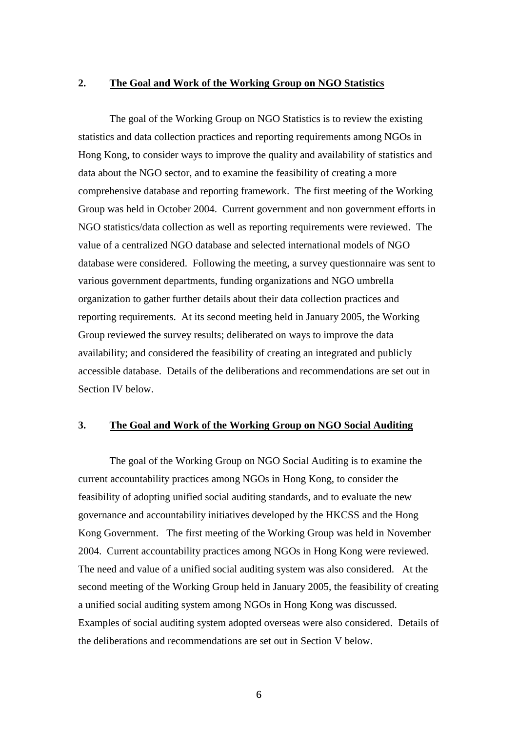## 2. The Goal and Work of the Working Group on NGO Statistics

The goal of the Working Group on NGO Statistics is to review the existing statistics and data collection practices and reporting requirements among NGOs in Hong Kong, to consider ways to improve the quality and availability of statistics and data about the NGO sector, and to examine the feasibility of creating a more comprehensive database and reporting framework. The first meeting of the Working Group was held in October 2004. Current government and non government efforts in NGO statistics/data collection as well as reporting requirements were reviewed. The value of a centralized NGO database and selected international models of NGO database were considered. Following the meeting, a survey questionnaire was sent to various government departments, funding organizations and NGO umbrella organization to gather further details about their data collection practices and reporting requirements. At its second meeting held in January 2005, the Working Group reviewed the survey results; deliberated on ways to improve the data availability; and considered the feasibility of creating an integrated and publicly accessible database. Details of the deliberations and recommendations are set out in Section IV below.

## 3. The Goal and Work of the Working Group on NGO Social Auditing

The goal of the Working Group on NGO Social Auditing is to examine the current accountability practices among NGOs in Hong Kong, to consider the feasibility of adopting unified social auditing standards, and to evaluate the new governance and accountability initiatives developed by the HKCSS and the Hong Kong Government. The first meeting of the Working Group was held in November 2004. Current accountability practices among NGOs in Hong Kong were reviewed. The need and value of a unified social auditing system was also considered. At the second meeting of the Working Group held in January 2005, the feasibility of creating a unified social auditing system among NGOs in Hong Kong was discussed. Examples of social auditing system adopted overseas were also considered. Details of the deliberations and recommendations are set out in Section V below.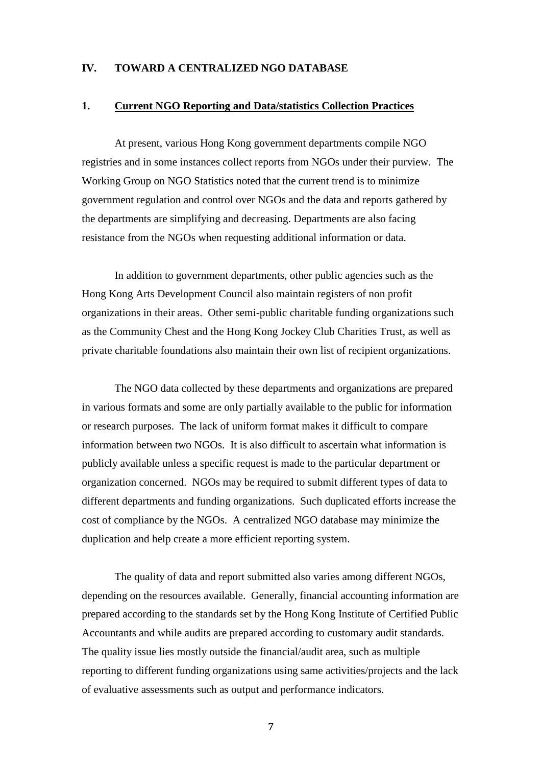## IV. TOWARD A CENTRALIZED NGO DATABASE

### 1. Current NGO Reporting and Data/statistics Collection Practices

At present, various Hong Kong government departments compile NGO registries and in some instances collect reports from NGOs under their purview. The Working Group on NGO Statistics noted that the current trend is to minimize government regulation and control over NGOs and the data and reports gathered by the departments are simplifying and decreasing. Departments are also facing resistance from the NGOs when requesting additional information or data.

In addition to government departments, other public agencies such as the Hong Kong Arts Development Council also maintain registers of non profit organizations in their areas. Other semi-public charitable funding organizations such as the Community Chest and the Hong Kong Jockey Club Charities Trust, as well as private charitable foundations also maintain their own list of recipient organizations.

The NGO data collected by these departments and organizations are prepared in various formats and some are only partially available to the public for information or research purposes. The lack of uniform format makes it difficult to compare information between two NGOs. It is also difficult to ascertain what information is publicly available unless a specific request is made to the particular department or organization concerned. NGOs may be required to submit different types of data to different departments and funding organizations. Such duplicated efforts increase the cost of compliance by the NGOs. A centralized NGO database may minimize the duplication and help create a more efficient reporting system.

The quality of data and report submitted also varies among different NGOs, depending on the resources available. Generally, financial accounting information are prepared according to the standards set by the Hong Kong Institute of Certified Public Accountants and while audits are prepared according to customary audit standards. The quality issue lies mostly outside the financial/audit area, such as multiple reporting to different funding organizations using same activities/projects and the lack of evaluative assessments such as output and performance indicators.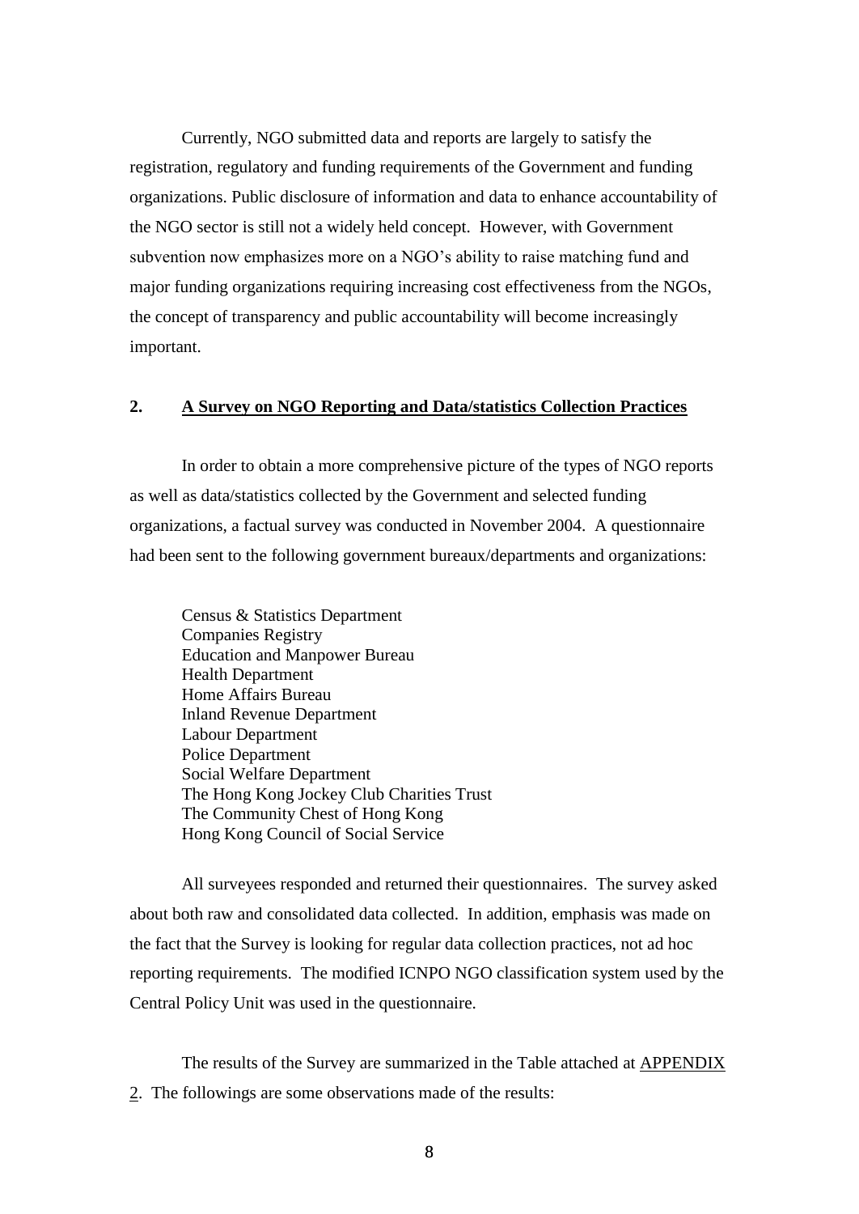Currently, NGO submitted data and reports are largely to satisfy the registration, regulatory and funding requirements of the Government and funding organizations. Public disclosure of information and data to enhance accountability of the NGO sector is still not a widely held concept. However, with Government subvention now emphasizes more on a NGO's ability to raise matching fund and major funding organizations requiring increasing cost effectiveness from the NGOs, the concept of transparency and public accountability will become increasingly important.

## 2. A Survey on NGO Reporting and Data/statistics Collection Practices

In order to obtain a more comprehensive picture of the types of NGO reports as well as data/statistics collected by the Government and selected funding organizations, a factual survey was conducted in November 2004. A questionnaire had been sent to the following government bureaux/departments and organizations:

Census & Statistics Department
Companies Registry
Education and Manpower Bureau
Health Department
Home Affairs Bureau
Inland Revenue Department
Labour Department
Police Department
Social Welfare Department
The Hong Kong Jockey Club Charities Trust
The Community Chest of Hong Kong
Hong Kong Council of Social Service

All surveyees responded and returned their questionnaires. The survey asked about both raw and consolidated data collected. In addition, emphasis was made on the fact that the Survey is looking for regular data collection practices, not ad hoc reporting requirements. The modified ICNPO NGO classification system used by the Central Policy Unit was used in the questionnaire.

The results of the Survey are summarized in the Table attached at APPENDIX 2. The followings are some observations made of the results: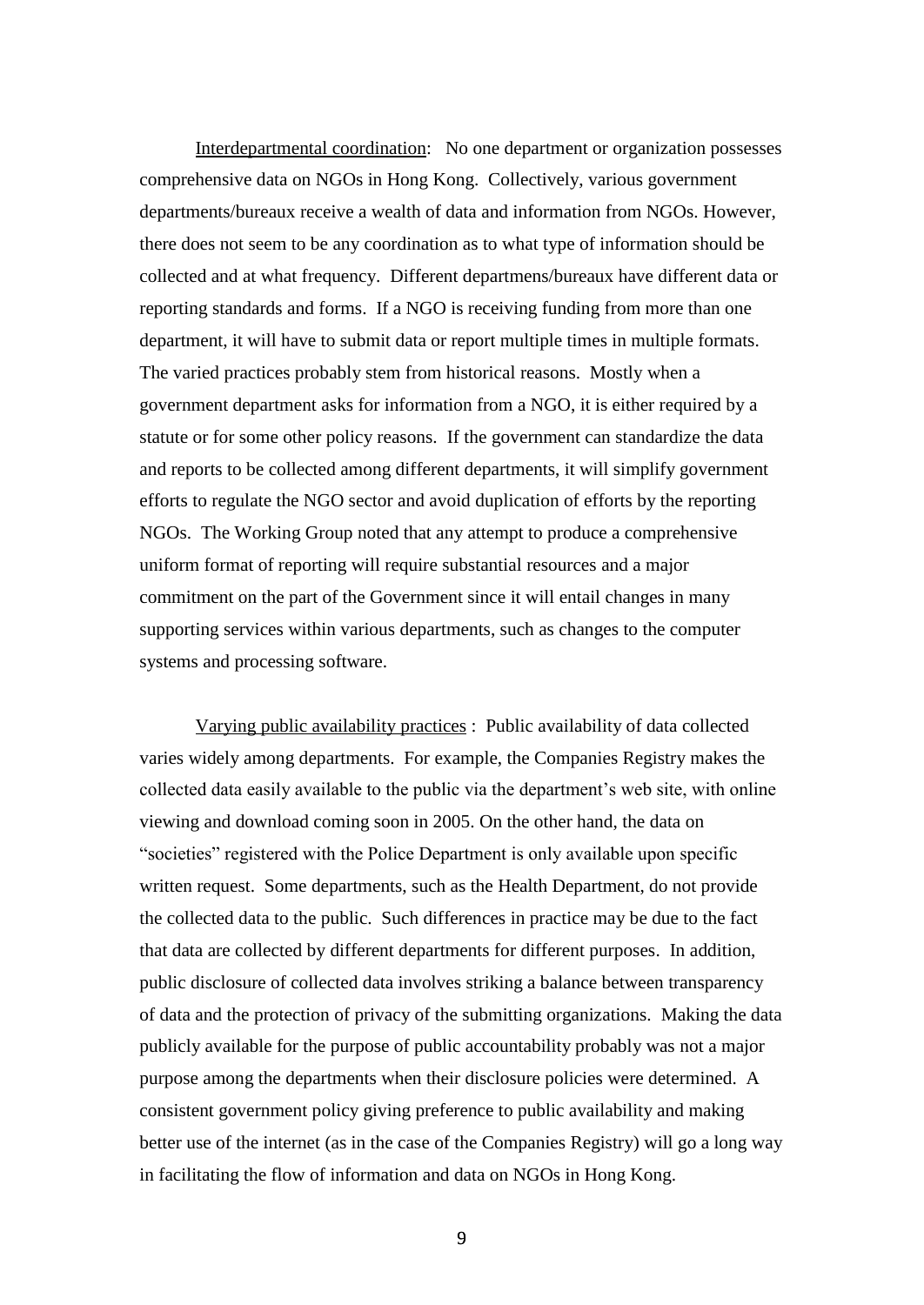<u>Interdepartmental coordination</u>: No one department or organization possesses comprehensive data on NGOs in Hong Kong. Collectively, various government departments/bureaux receive a wealth of data and information from NGOs. However, there does not seem to be any coordination as to what type of information should be collected and at what frequency. Different departmens/bureaux have different data or reporting standards and forms. If a NGO is receiving funding from more than one department, it will have to submit data or report multiple times in multiple formats. The varied practices probably stem from historical reasons. Mostly when a government department asks for information from a NGO, it is either required by a statute or for some other policy reasons. If the government can standardize the data and reports to be collected among different departments, it will simplify government efforts to regulate the NGO sector and avoid duplication of efforts by the reporting NGOs. The Working Group noted that any attempt to produce a comprehensive uniform format of reporting will require substantial resources and a major commitment on the part of the Government since it will entail changes in many supporting services within various departments, such as changes to the computer systems and processing software.

<u>Varying public availability practices</u> : Public availability of data collected varies widely among departments. For example, the Companies Registry makes the collected data easily available to the public via the department's web site, with online viewing and download coming soon in 2005. On the other hand, the data on "societies" registered with the Police Department is only available upon specific written request. Some departments, such as the Health Department, do not provide the collected data to the public. Such differences in practice may be due to the fact that data are collected by different departments for different purposes. In addition, public disclosure of collected data involves striking a balance between transparency of data and the protection of privacy of the submitting organizations. Making the data publicly available for the purpose of public accountability probably was not a major purpose among the departments when their disclosure policies were determined. A consistent government policy giving preference to public availability and making better use of the internet (as in the case of the Companies Registry) will go a long way in facilitating the flow of information and data on NGOs in Hong Kong.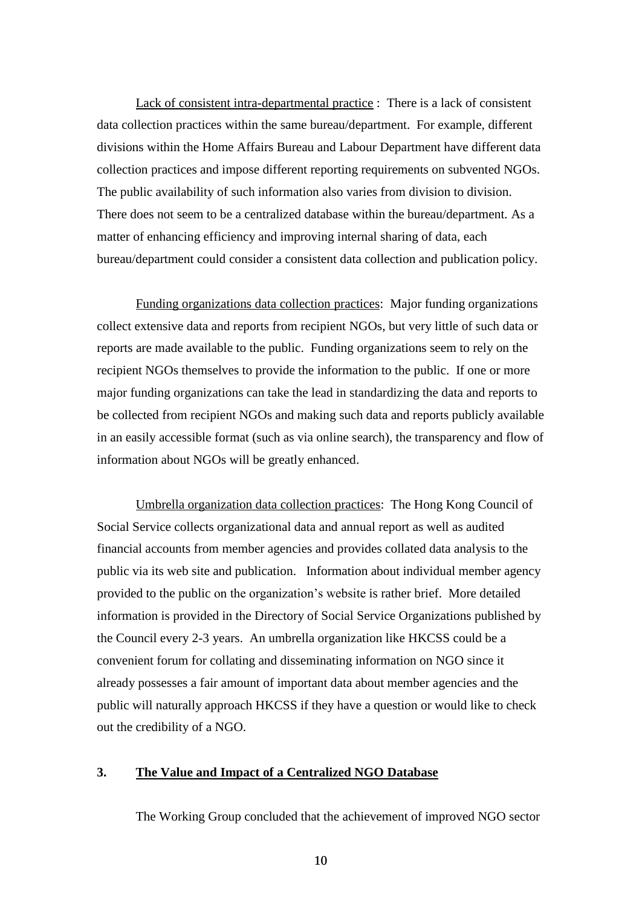Lack of consistent intra-departmental practice : There is a lack of consistent data collection practices within the same bureau/department. For example, different divisions within the Home Affairs Bureau and Labour Department have different data collection practices and impose different reporting requirements on subvented NGOs. The public availability of such information also varies from division to division. There does not seem to be a centralized database within the bureau/department. As a matter of enhancing efficiency and improving internal sharing of data, each bureau/department could consider a consistent data collection and publication policy.

Funding organizations data collection practices: Major funding organizations collect extensive data and reports from recipient NGOs, but very little of such data or reports are made available to the public. Funding organizations seem to rely on the recipient NGOs themselves to provide the information to the public. If one or more major funding organizations can take the lead in standardizing the data and reports to be collected from recipient NGOs and making such data and reports publicly available in an easily accessible format (such as via online search), the transparency and flow of information about NGOs will be greatly enhanced.

Umbrella organization data collection practices: The Hong Kong Council of Social Service collects organizational data and annual report as well as audited financial accounts from member agencies and provides collated data analysis to the public via its web site and publication. Information about individual member agency provided to the public on the organization's website is rather brief. More detailed information is provided in the Directory of Social Service Organizations published by the Council every 2-3 years. An umbrella organization like HKCSS could be a convenient forum for collating and disseminating information on NGO since it already possesses a fair amount of important data about member agencies and the public will naturally approach HKCSS if they have a question or would like to check out the credibility of a NGO.

## 3. The Value and Impact of a Centralized NGO Database

The Working Group concluded that the achievement of improved NGO sector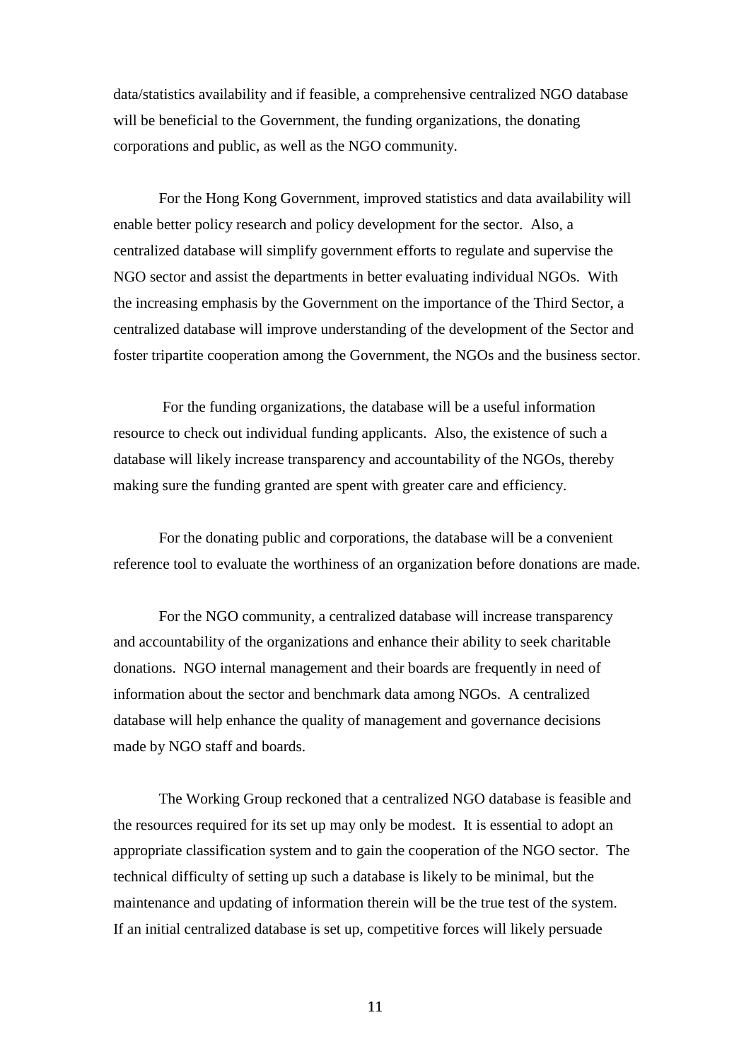data/statistics availability and if feasible, a comprehensive centralized NGO database will be beneficial to the Government, the funding organizations, the donating corporations and public, as well as the NGO community.

For the Hong Kong Government, improved statistics and data availability will enable better policy research and policy development for the sector. Also, a centralized database will simplify government efforts to regulate and supervise the NGO sector and assist the departments in better evaluating individual NGOs. With the increasing emphasis by the Government on the importance of the Third Sector, a centralized database will improve understanding of the development of the Sector and foster tripartite cooperation among the Government, the NGOs and the business sector.

For the funding organizations, the database will be a useful information resource to check out individual funding applicants. Also, the existence of such a database will likely increase transparency and accountability of the NGOs, thereby making sure the funding granted are spent with greater care and efficiency.

For the donating public and corporations, the database will be a convenient reference tool to evaluate the worthiness of an organization before donations are made.

For the NGO community, a centralized database will increase transparency and accountability of the organizations and enhance their ability to seek charitable donations. NGO internal management and their boards are frequently in need of information about the sector and benchmark data among NGOs. A centralized database will help enhance the quality of management and governance decisions made by NGO staff and boards.

The Working Group reckoned that a centralized NGO database is feasible and the resources required for its set up may only be modest. It is essential to adopt an appropriate classification system and to gain the cooperation of the NGO sector. The technical difficulty of setting up such a database is likely to be minimal, but the maintenance and updating of information therein will be the true test of the system. If an initial centralized database is set up, competitive forces will likely persuade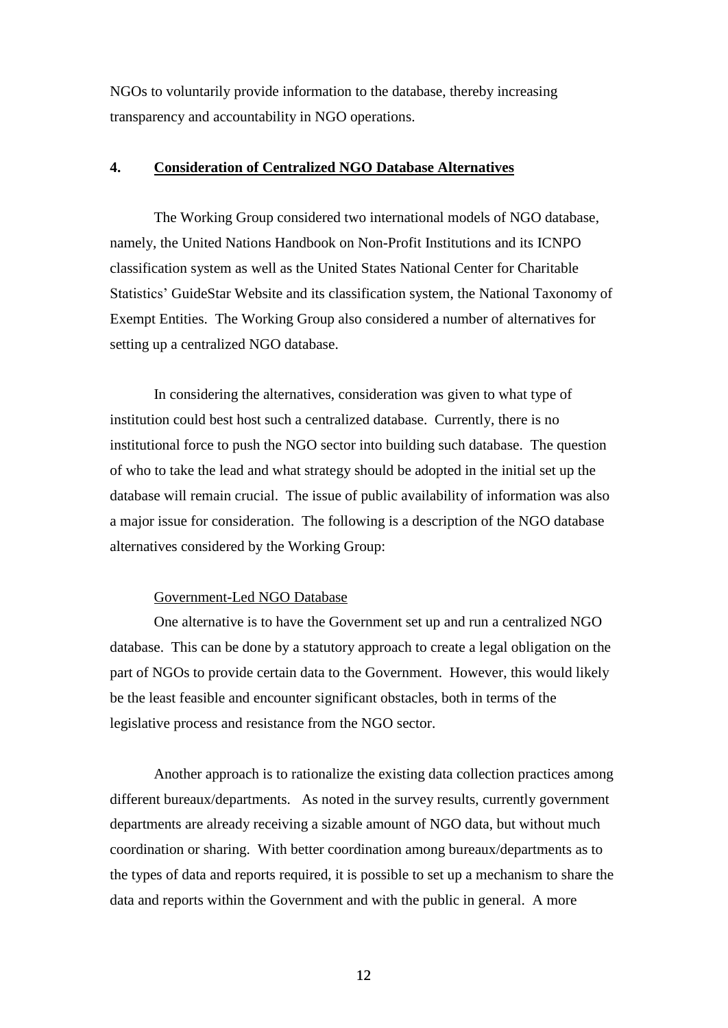NGOs to voluntarily provide information to the database, thereby increasing transparency and accountability in NGO operations.

## 4. <u>Consideration of Centralized NGO Database Alternatives</u>

The Working Group considered two international models of NGO database, namely, the United Nations Handbook on Non-Profit Institutions and its ICNPO classification system as well as the United States National Center for Charitable Statistics' GuideStar Website and its classification system, the National Taxonomy of Exempt Entities. The Working Group also considered a number of alternatives for setting up a centralized NGO database.

In considering the alternatives, consideration was given to what type of institution could best host such a centralized database. Currently, there is no institutional force to push the NGO sector into building such database. The question of who to take the lead and what strategy should be adopted in the initial set up the database will remain crucial. The issue of public availability of information was also a major issue for consideration. The following is a description of the NGO database alternatives considered by the Working Group:

<u>Government-Led NGO Database</u>

One alternative is to have the Government set up and run a centralized NGO database. This can be done by a statutory approach to create a legal obligation on the part of NGOs to provide certain data to the Government. However, this would likely be the least feasible and encounter significant obstacles, both in terms of the legislative process and resistance from the NGO sector.

Another approach is to rationalize the existing data collection practices among different bureaux/departments. As noted in the survey results, currently government departments are already receiving a sizable amount of NGO data, but without much coordination or sharing. With better coordination among bureaux/departments as to the types of data and reports required, it is possible to set up a mechanism to share the data and reports within the Government and with the public in general. A more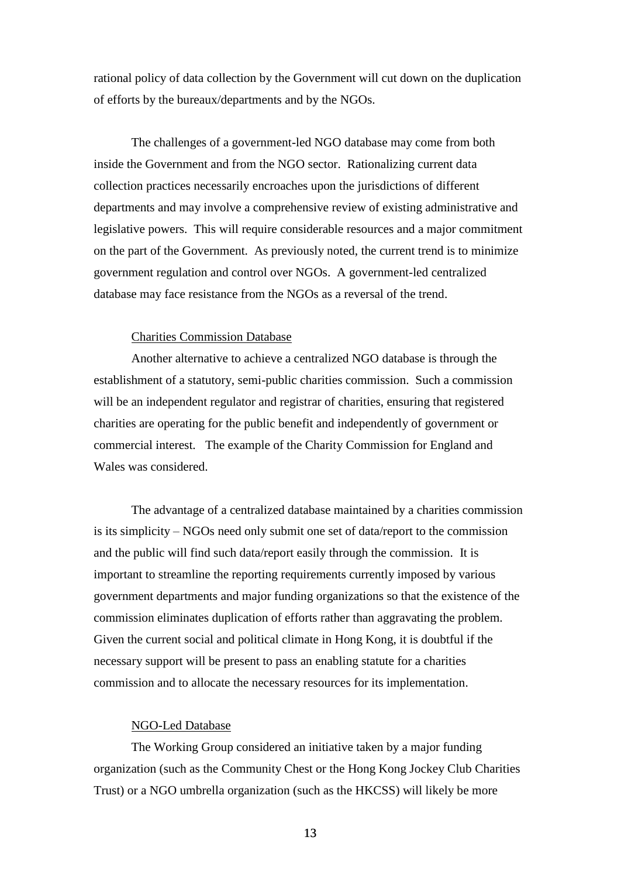rational policy of data collection by the Government will cut down on the duplication of efforts by the bureaux/departments and by the NGOs.

The challenges of a government-led NGO database may come from both inside the Government and from the NGO sector. Rationalizing current data collection practices necessarily encroaches upon the jurisdictions of different departments and may involve a comprehensive review of existing administrative and legislative powers. This will require considerable resources and a major commitment on the part of the Government. As previously noted, the current trend is to minimize government regulation and control over NGOs. A government-led centralized database may face resistance from the NGOs as a reversal of the trend.

<u>Charities Commission Database</u>

Another alternative to achieve a centralized NGO database is through the establishment of a statutory, semi-public charities commission. Such a commission will be an independent regulator and registrar of charities, ensuring that registered charities are operating for the public benefit and independently of government or commercial interest. The example of the Charity Commission for England and Wales was considered.

The advantage of a centralized database maintained by a charities commission is its simplicity – NGOs need only submit one set of data/report to the commission and the public will find such data/report easily through the commission. It is important to streamline the reporting requirements currently imposed by various government departments and major funding organizations so that the existence of the commission eliminates duplication of efforts rather than aggravating the problem. Given the current social and political climate in Hong Kong, it is doubtful if the necessary support will be present to pass an enabling statute for a charities commission and to allocate the necessary resources for its implementation.

<u>NGO-Led Database</u>

The Working Group considered an initiative taken by a major funding organization (such as the Community Chest or the Hong Kong Jockey Club Charities Trust) or a NGO umbrella organization (such as the HKCSS) will likely be more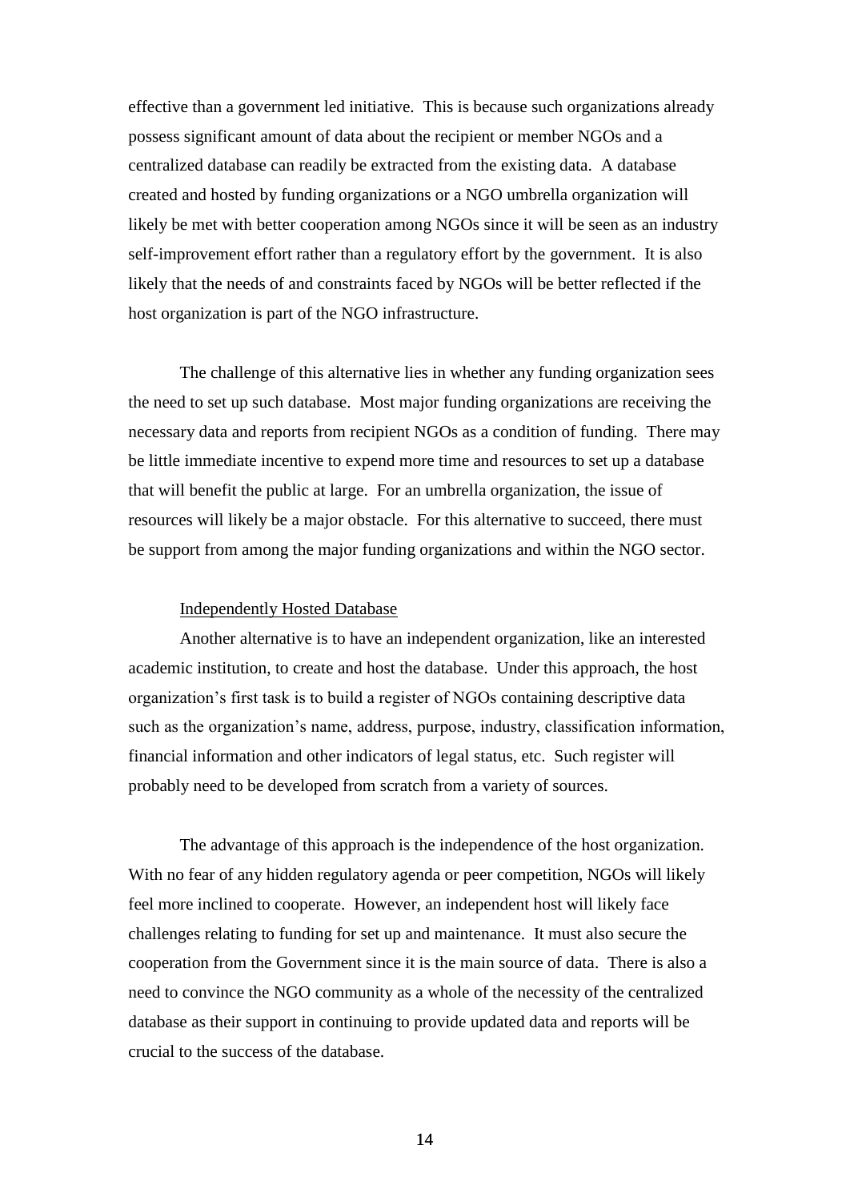effective than a government led initiative. This is because such organizations already possess significant amount of data about the recipient or member NGOs and a centralized database can readily be extracted from the existing data. A database created and hosted by funding organizations or a NGO umbrella organization will likely be met with better cooperation among NGOs since it will be seen as an industry self-improvement effort rather than a regulatory effort by the government. It is also likely that the needs of and constraints faced by NGOs will be better reflected if the host organization is part of the NGO infrastructure.

The challenge of this alternative lies in whether any funding organization sees the need to set up such database. Most major funding organizations are receiving the necessary data and reports from recipient NGOs as a condition of funding. There may be little immediate incentive to expend more time and resources to set up a database that will benefit the public at large. For an umbrella organization, the issue of resources will likely be a major obstacle. For this alternative to succeed, there must be support from among the major funding organizations and within the NGO sector.

### Independently Hosted Database

Another alternative is to have an independent organization, like an interested academic institution, to create and host the database. Under this approach, the host organization's first task is to build a register of NGOs containing descriptive data such as the organization's name, address, purpose, industry, classification information, financial information and other indicators of legal status, etc. Such register will probably need to be developed from scratch from a variety of sources.

The advantage of this approach is the independence of the host organization. With no fear of any hidden regulatory agenda or peer competition, NGOs will likely feel more inclined to cooperate. However, an independent host will likely face challenges relating to funding for set up and maintenance. It must also secure the cooperation from the Government since it is the main source of data. There is also a need to convince the NGO community as a whole of the necessity of the centralized database as their support in continuing to provide updated data and reports will be crucial to the success of the database.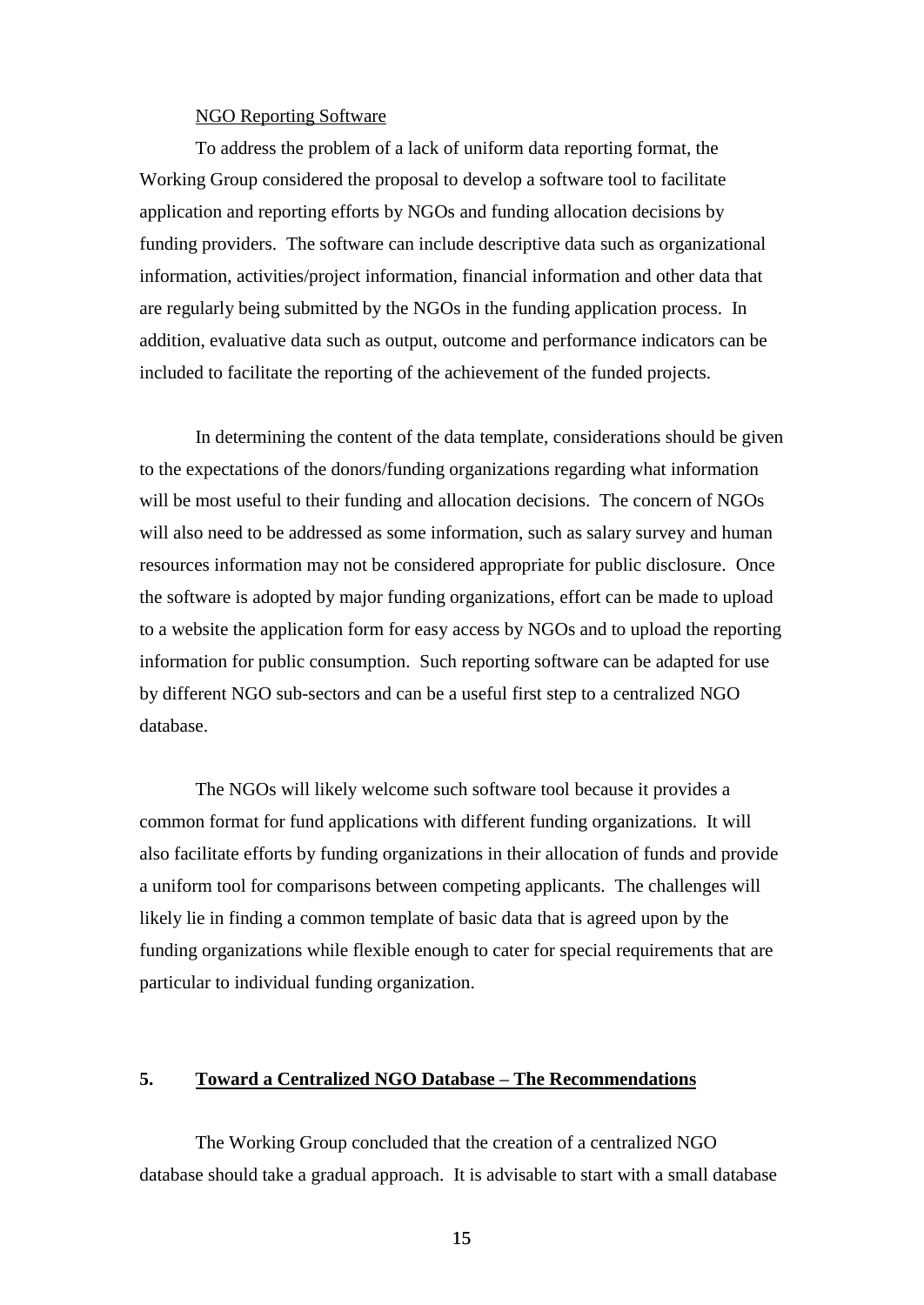<u>NGO Reporting Software</u>

To address the problem of a lack of uniform data reporting format, the Working Group considered the proposal to develop a software tool to facilitate application and reporting efforts by NGOs and funding allocation decisions by funding providers. The software can include descriptive data such as organizational information, activities/project information, financial information and other data that are regularly being submitted by the NGOs in the funding application process. In addition, evaluative data such as output, outcome and performance indicators can be included to facilitate the reporting of the achievement of the funded projects.

In determining the content of the data template, considerations should be given to the expectations of the donors/funding organizations regarding what information will be most useful to their funding and allocation decisions. The concern of NGOs will also need to be addressed as some information, such as salary survey and human resources information may not be considered appropriate for public disclosure. Once the software is adopted by major funding organizations, effort can be made to upload to a website the application form for easy access by NGOs and to upload the reporting information for public consumption. Such reporting software can be adapted for use by different NGO sub-sectors and can be a useful first step to a centralized NGO database.

The NGOs will likely welcome such software tool because it provides a common format for fund applications with different funding organizations. It will also facilitate efforts by funding organizations in their allocation of funds and provide a uniform tool for comparisons between competing applicants. The challenges will likely lie in finding a common template of basic data that is agreed upon by the funding organizations while flexible enough to cater for special requirements that are particular to individual funding organization.

## 5. Toward a Centralized NGO Database – The Recommendations

The Working Group concluded that the creation of a centralized NGO database should take a gradual approach. It is advisable to start with a small database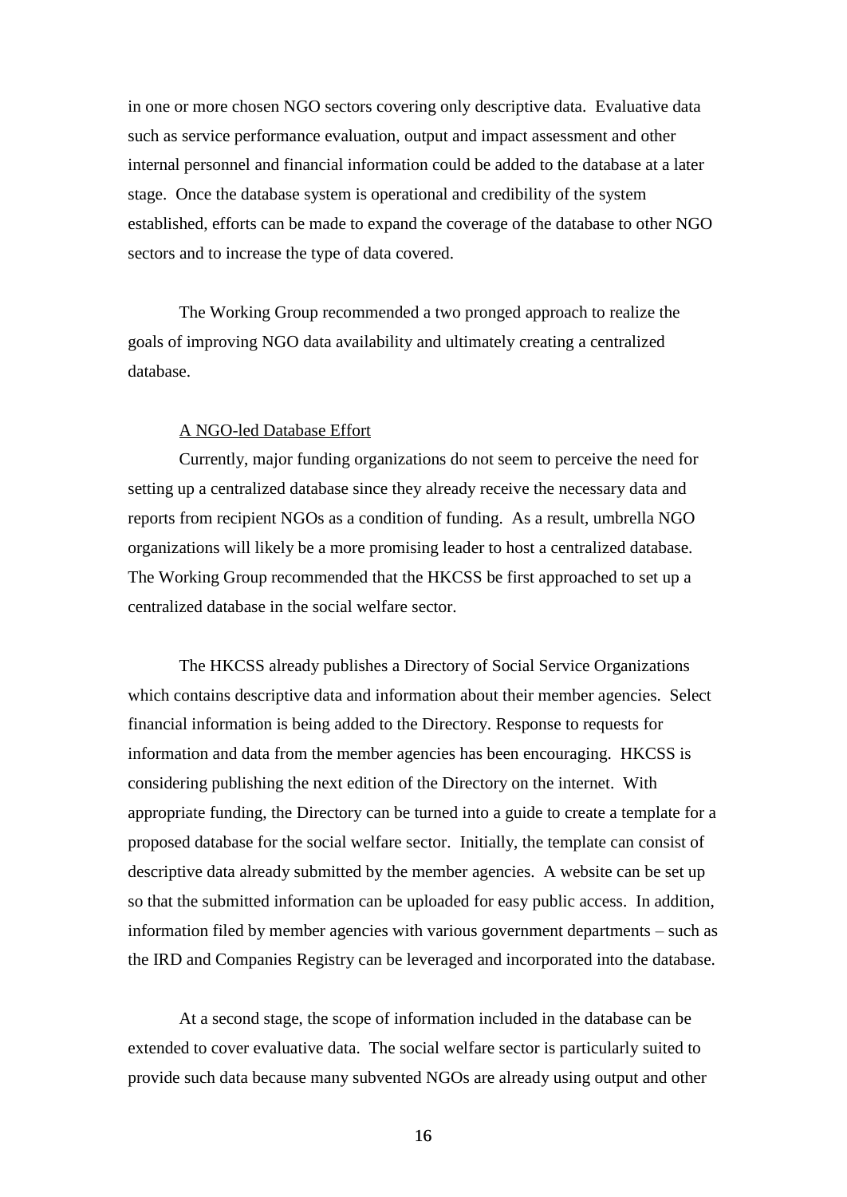in one or more chosen NGO sectors covering only descriptive data. Evaluative data such as service performance evaluation, output and impact assessment and other internal personnel and financial information could be added to the database at a later stage. Once the database system is operational and credibility of the system established, efforts can be made to expand the coverage of the database to other NGO sectors and to increase the type of data covered.

The Working Group recommended a two pronged approach to realize the goals of improving NGO data availability and ultimately creating a centralized database.

<u>A NGO-led Database Effort</u>

Currently, major funding organizations do not seem to perceive the need for setting up a centralized database since they already receive the necessary data and reports from recipient NGOs as a condition of funding. As a result, umbrella NGO organizations will likely be a more promising leader to host a centralized database. The Working Group recommended that the HKCSS be first approached to set up a centralized database in the social welfare sector.

The HKCSS already publishes a Directory of Social Service Organizations which contains descriptive data and information about their member agencies. Select financial information is being added to the Directory. Response to requests for information and data from the member agencies has been encouraging. HKCSS is considering publishing the next edition of the Directory on the internet. With appropriate funding, the Directory can be turned into a guide to create a template for a proposed database for the social welfare sector. Initially, the template can consist of descriptive data already submitted by the member agencies. A website can be set up so that the submitted information can be uploaded for easy public access. In addition, information filed by member agencies with various government departments – such as the IRD and Companies Registry can be leveraged and incorporated into the database.

At a second stage, the scope of information included in the database can be extended to cover evaluative data. The social welfare sector is particularly suited to provide such data because many subvented NGOs are already using output and other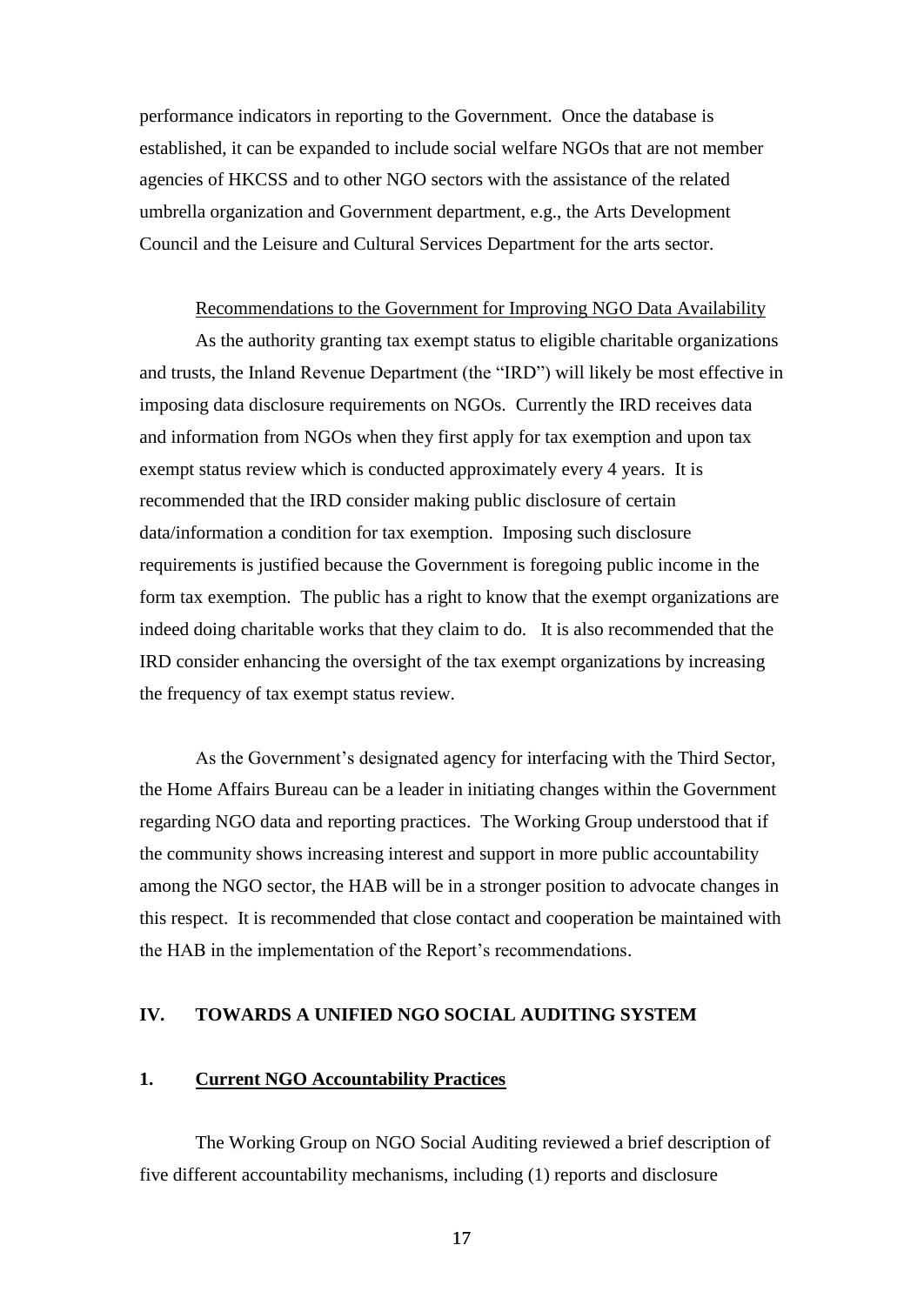performance indicators in reporting to the Government. Once the database is established, it can be expanded to include social welfare NGOs that are not member agencies of HKCSS and to other NGO sectors with the assistance of the related umbrella organization and Government department, e.g., the Arts Development Council and the Leisure and Cultural Services Department for the arts sector.

Recommendations to the Government for Improving NGO Data Availability

As the authority granting tax exempt status to eligible charitable organizations and trusts, the Inland Revenue Department (the "IRD") will likely be most effective in imposing data disclosure requirements on NGOs. Currently the IRD receives data and information from NGOs when they first apply for tax exemption and upon tax exempt status review which is conducted approximately every 4 years. It is recommended that the IRD consider making public disclosure of certain data/information a condition for tax exemption. Imposing such disclosure requirements is justified because the Government is foregoing public income in the form tax exemption. The public has a right to know that the exempt organizations are indeed doing charitable works that they claim to do. It is also recommended that the IRD consider enhancing the oversight of the tax exempt organizations by increasing the frequency of tax exempt status review.

As the Government's designated agency for interfacing with the Third Sector, the Home Affairs Bureau can be a leader in initiating changes within the Government regarding NGO data and reporting practices. The Working Group understood that if the community shows increasing interest and support in more public accountability among the NGO sector, the HAB will be in a stronger position to advocate changes in this respect. It is recommended that close contact and cooperation be maintained with the HAB in the implementation of the Report's recommendations.

## IV. TOWARDS A UNIFIED NGO SOCIAL AUDITING SYSTEM

### 1. Current NGO Accountability Practices

The Working Group on NGO Social Auditing reviewed a brief description of five different accountability mechanisms, including (1) reports and disclosure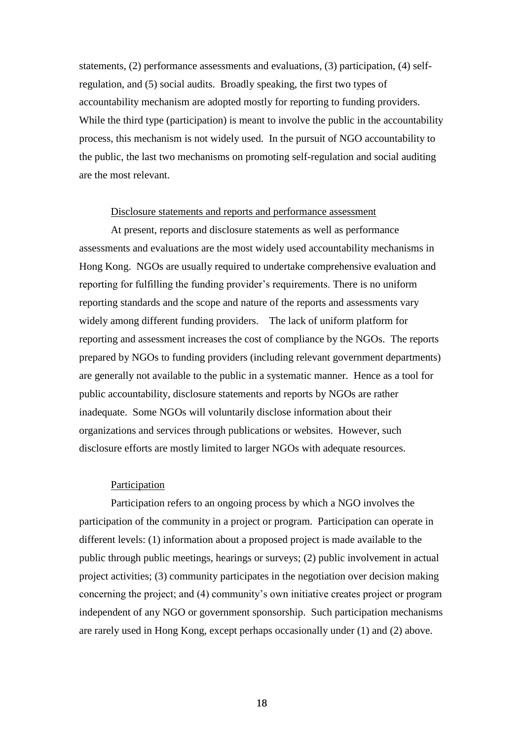statements, (2) performance assessments and evaluations, (3) participation, (4) self-regulation, and (5) social audits. Broadly speaking, the first two types of accountability mechanism are adopted mostly for reporting to funding providers. While the third type (participation) is meant to involve the public in the accountability process, this mechanism is not widely used. In the pursuit of NGO accountability to the public, the last two mechanisms on promoting self-regulation and social auditing are the most relevant.

<u>Disclosure statements and reports and performance assessment</u>

At present, reports and disclosure statements as well as performance assessments and evaluations are the most widely used accountability mechanisms in Hong Kong. NGOs are usually required to undertake comprehensive evaluation and reporting for fulfilling the funding provider's requirements. There is no uniform reporting standards and the scope and nature of the reports and assessments vary widely among different funding providers. The lack of uniform platform for reporting and assessment increases the cost of compliance by the NGOs. The reports prepared by NGOs to funding providers (including relevant government departments) are generally not available to the public in a systematic manner. Hence as a tool for public accountability, disclosure statements and reports by NGOs are rather inadequate. Some NGOs will voluntarily disclose information about their organizations and services through publications or websites. However, such disclosure efforts are mostly limited to larger NGOs with adequate resources.

<u>Participation</u>

Participation refers to an ongoing process by which a NGO involves the participation of the community in a project or program. Participation can operate in different levels: (1) information about a proposed project is made available to the public through public meetings, hearings or surveys; (2) public involvement in actual project activities; (3) community participates in the negotiation over decision making concerning the project; and (4) community's own initiative creates project or program independent of any NGO or government sponsorship. Such participation mechanisms are rarely used in Hong Kong, except perhaps occasionally under (1) and (2) above.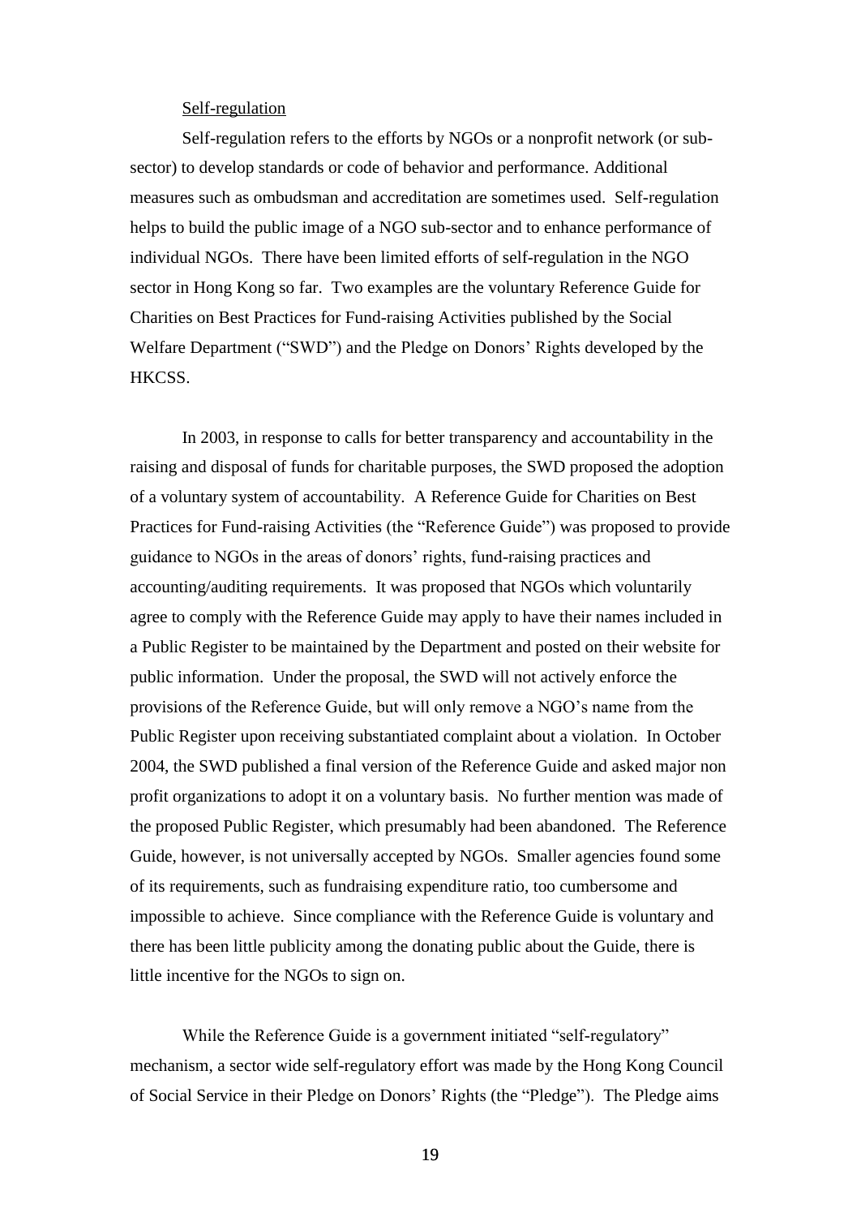<u>Self-regulation</u>

Self-regulation refers to the efforts by NGOs or a nonprofit network (or sub-sector) to develop standards or code of behavior and performance. Additional measures such as ombudsman and accreditation are sometimes used. Self-regulation helps to build the public image of a NGO sub-sector and to enhance performance of individual NGOs. There have been limited efforts of self-regulation in the NGO sector in Hong Kong so far. Two examples are the voluntary Reference Guide for Charities on Best Practices for Fund-raising Activities published by the Social Welfare Department ("SWD") and the Pledge on Donors' Rights developed by the HKCSS.

In 2003, in response to calls for better transparency and accountability in the raising and disposal of funds for charitable purposes, the SWD proposed the adoption of a voluntary system of accountability. A Reference Guide for Charities on Best Practices for Fund-raising Activities (the "Reference Guide") was proposed to provide guidance to NGOs in the areas of donors' rights, fund-raising practices and accounting/auditing requirements. It was proposed that NGOs which voluntarily agree to comply with the Reference Guide may apply to have their names included in a Public Register to be maintained by the Department and posted on their website for public information. Under the proposal, the SWD will not actively enforce the provisions of the Reference Guide, but will only remove a NGO's name from the Public Register upon receiving substantiated complaint about a violation. In October 2004, the SWD published a final version of the Reference Guide and asked major non profit organizations to adopt it on a voluntary basis. No further mention was made of the proposed Public Register, which presumably had been abandoned. The Reference Guide, however, is not universally accepted by NGOs. Smaller agencies found some of its requirements, such as fundraising expenditure ratio, too cumbersome and impossible to achieve. Since compliance with the Reference Guide is voluntary and there has been little publicity among the donating public about the Guide, there is little incentive for the NGOs to sign on.

While the Reference Guide is a government initiated "self-regulatory" mechanism, a sector wide self-regulatory effort was made by the Hong Kong Council of Social Service in their Pledge on Donors' Rights (the "Pledge"). The Pledge aims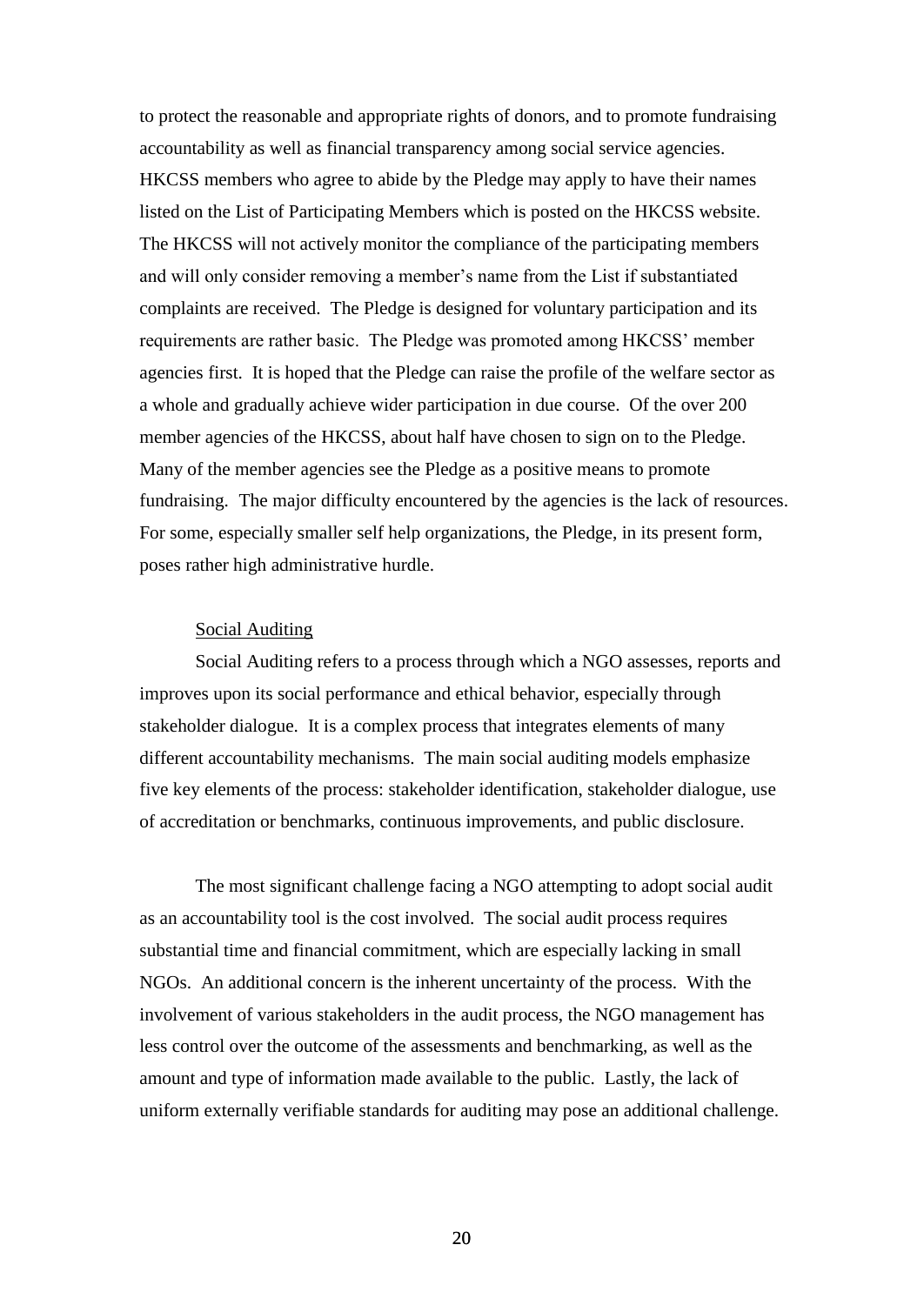to protect the reasonable and appropriate rights of donors, and to promote fundraising accountability as well as financial transparency among social service agencies. HKCSS members who agree to abide by the Pledge may apply to have their names listed on the List of Participating Members which is posted on the HKCSS website. The HKCSS will not actively monitor the compliance of the participating members and will only consider removing a member's name from the List if substantiated complaints are received. The Pledge is designed for voluntary participation and its requirements are rather basic. The Pledge was promoted among HKCSS' member agencies first. It is hoped that the Pledge can raise the profile of the welfare sector as a whole and gradually achieve wider participation in due course. Of the over 200 member agencies of the HKCSS, about half have chosen to sign on to the Pledge. Many of the member agencies see the Pledge as a positive means to promote fundraising. The major difficulty encountered by the agencies is the lack of resources. For some, especially smaller self help organizations, the Pledge, in its present form, poses rather high administrative hurdle.

Social Auditing

Social Auditing refers to a process through which a NGO assesses, reports and improves upon its social performance and ethical behavior, especially through stakeholder dialogue. It is a complex process that integrates elements of many different accountability mechanisms. The main social auditing models emphasize five key elements of the process: stakeholder identification, stakeholder dialogue, use of accreditation or benchmarks, continuous improvements, and public disclosure.

The most significant challenge facing a NGO attempting to adopt social audit as an accountability tool is the cost involved. The social audit process requires substantial time and financial commitment, which are especially lacking in small NGOs. An additional concern is the inherent uncertainty of the process. With the involvement of various stakeholders in the audit process, the NGO management has less control over the outcome of the assessments and benchmarking, as well as the amount and type of information made available to the public. Lastly, the lack of uniform externally verifiable standards for auditing may pose an additional challenge.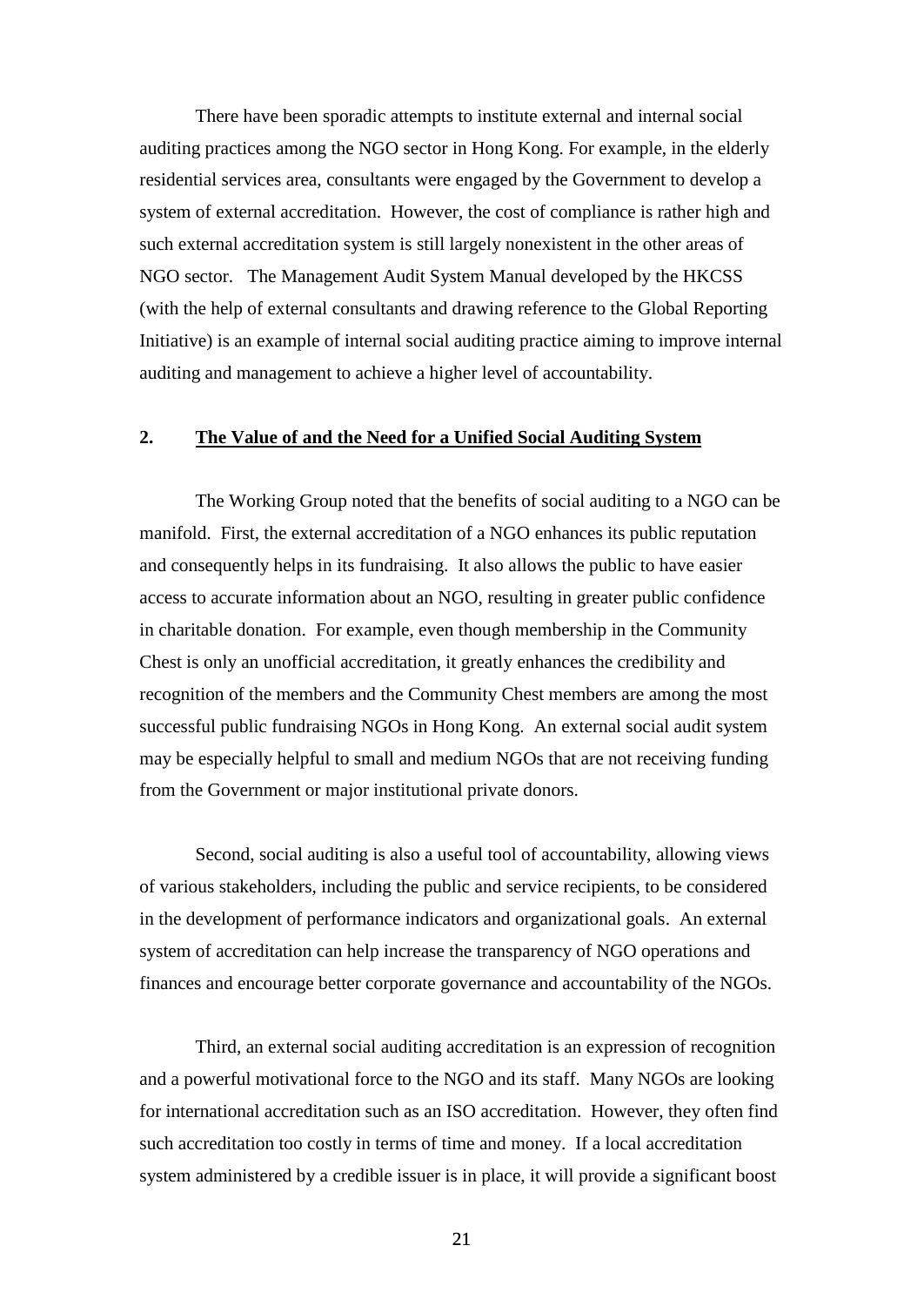There have been sporadic attempts to institute external and internal social auditing practices among the NGO sector in Hong Kong. For example, in the elderly residential services area, consultants were engaged by the Government to develop a system of external accreditation. However, the cost of compliance is rather high and such external accreditation system is still largely nonexistent in the other areas of NGO sector. The Management Audit System Manual developed by the HKCSS (with the help of external consultants and drawing reference to the Global Reporting Initiative) is an example of internal social auditing practice aiming to improve internal auditing and management to achieve a higher level of accountability.

## 2. <u>The Value of and the Need for a Unified Social Auditing System</u>

The Working Group noted that the benefits of social auditing to a NGO can be manifold. First, the external accreditation of a NGO enhances its public reputation and consequently helps in its fundraising. It also allows the public to have easier access to accurate information about an NGO, resulting in greater public confidence in charitable donation. For example, even though membership in the Community Chest is only an unofficial accreditation, it greatly enhances the credibility and recognition of the members and the Community Chest members are among the most successful public fundraising NGOs in Hong Kong. An external social audit system may be especially helpful to small and medium NGOs that are not receiving funding from the Government or major institutional private donors.

Second, social auditing is also a useful tool of accountability, allowing views of various stakeholders, including the public and service recipients, to be considered in the development of performance indicators and organizational goals. An external system of accreditation can help increase the transparency of NGO operations and finances and encourage better corporate governance and accountability of the NGOs.

Third, an external social auditing accreditation is an expression of recognition and a powerful motivational force to the NGO and its staff. Many NGOs are looking for international accreditation such as an ISO accreditation. However, they often find such accreditation too costly in terms of time and money. If a local accreditation system administered by a credible issuer is in place, it will provide a significant boost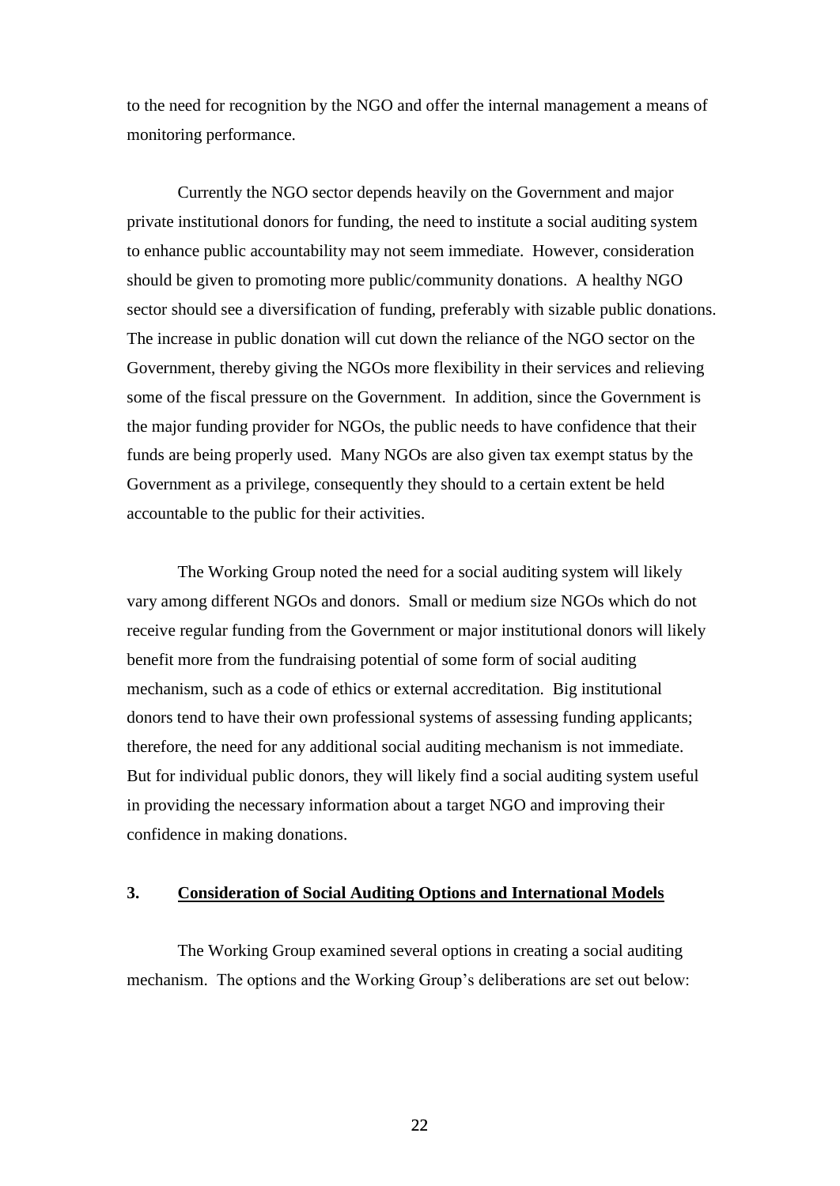to the need for recognition by the NGO and offer the internal management a means of monitoring performance.

Currently the NGO sector depends heavily on the Government and major private institutional donors for funding, the need to institute a social auditing system to enhance public accountability may not seem immediate. However, consideration should be given to promoting more public/community donations. A healthy NGO sector should see a diversification of funding, preferably with sizable public donations. The increase in public donation will cut down the reliance of the NGO sector on the Government, thereby giving the NGOs more flexibility in their services and relieving some of the fiscal pressure on the Government. In addition, since the Government is the major funding provider for NGOs, the public needs to have confidence that their funds are being properly used. Many NGOs are also given tax exempt status by the Government as a privilege, consequently they should to a certain extent be held accountable to the public for their activities.

The Working Group noted the need for a social auditing system will likely vary among different NGOs and donors. Small or medium size NGOs which do not receive regular funding from the Government or major institutional donors will likely benefit more from the fundraising potential of some form of social auditing mechanism, such as a code of ethics or external accreditation. Big institutional donors tend to have their own professional systems of assessing funding applicants; therefore, the need for any additional social auditing mechanism is not immediate. But for individual public donors, they will likely find a social auditing system useful in providing the necessary information about a target NGO and improving their confidence in making donations.

## 3. Consideration of Social Auditing Options and International Models

The Working Group examined several options in creating a social auditing mechanism. The options and the Working Group's deliberations are set out below: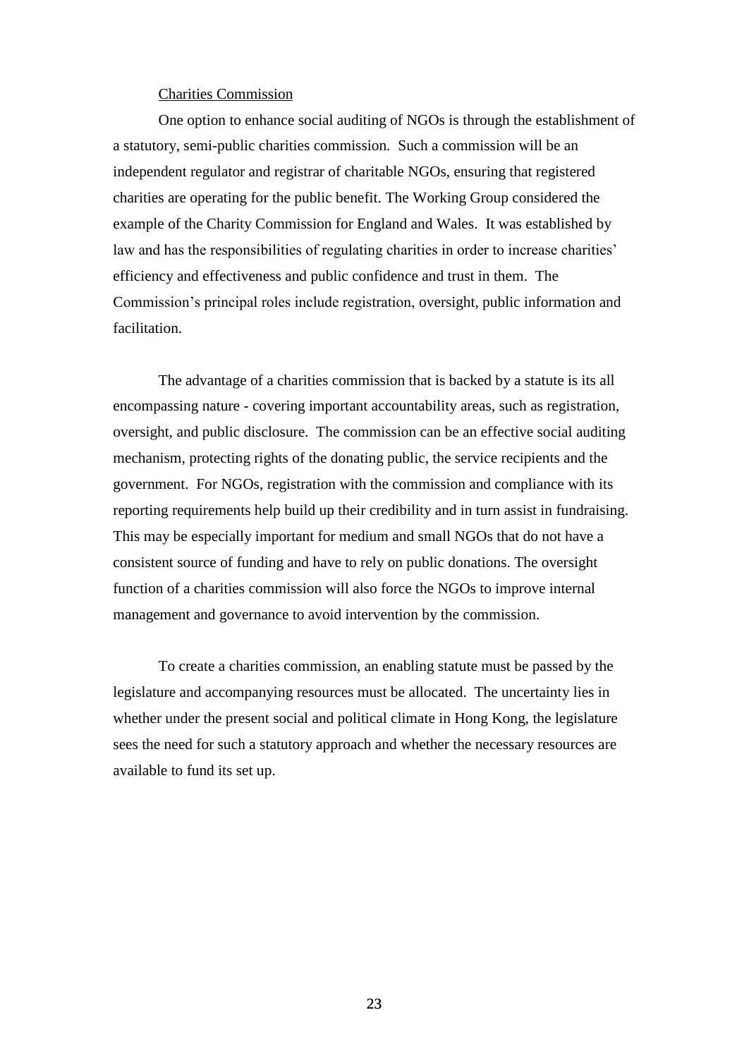Charities Commission

One option to enhance social auditing of NGOs is through the establishment of a statutory, semi-public charities commission. Such a commission will be an independent regulator and registrar of charitable NGOs, ensuring that registered charities are operating for the public benefit. The Working Group considered the example of the Charity Commission for England and Wales. It was established by law and has the responsibilities of regulating charities in order to increase charities' efficiency and effectiveness and public confidence and trust in them. The Commission's principal roles include registration, oversight, public information and facilitation.

The advantage of a charities commission that is backed by a statute is its all encompassing nature - covering important accountability areas, such as registration, oversight, and public disclosure. The commission can be an effective social auditing mechanism, protecting rights of the donating public, the service recipients and the government. For NGOs, registration with the commission and compliance with its reporting requirements help build up their credibility and in turn assist in fundraising. This may be especially important for medium and small NGOs that do not have a consistent source of funding and have to rely on public donations. The oversight function of a charities commission will also force the NGOs to improve internal management and governance to avoid intervention by the commission.

To create a charities commission, an enabling statute must be passed by the legislature and accompanying resources must be allocated. The uncertainty lies in whether under the present social and political climate in Hong Kong, the legislature sees the need for such a statutory approach and whether the necessary resources are available to fund its set up.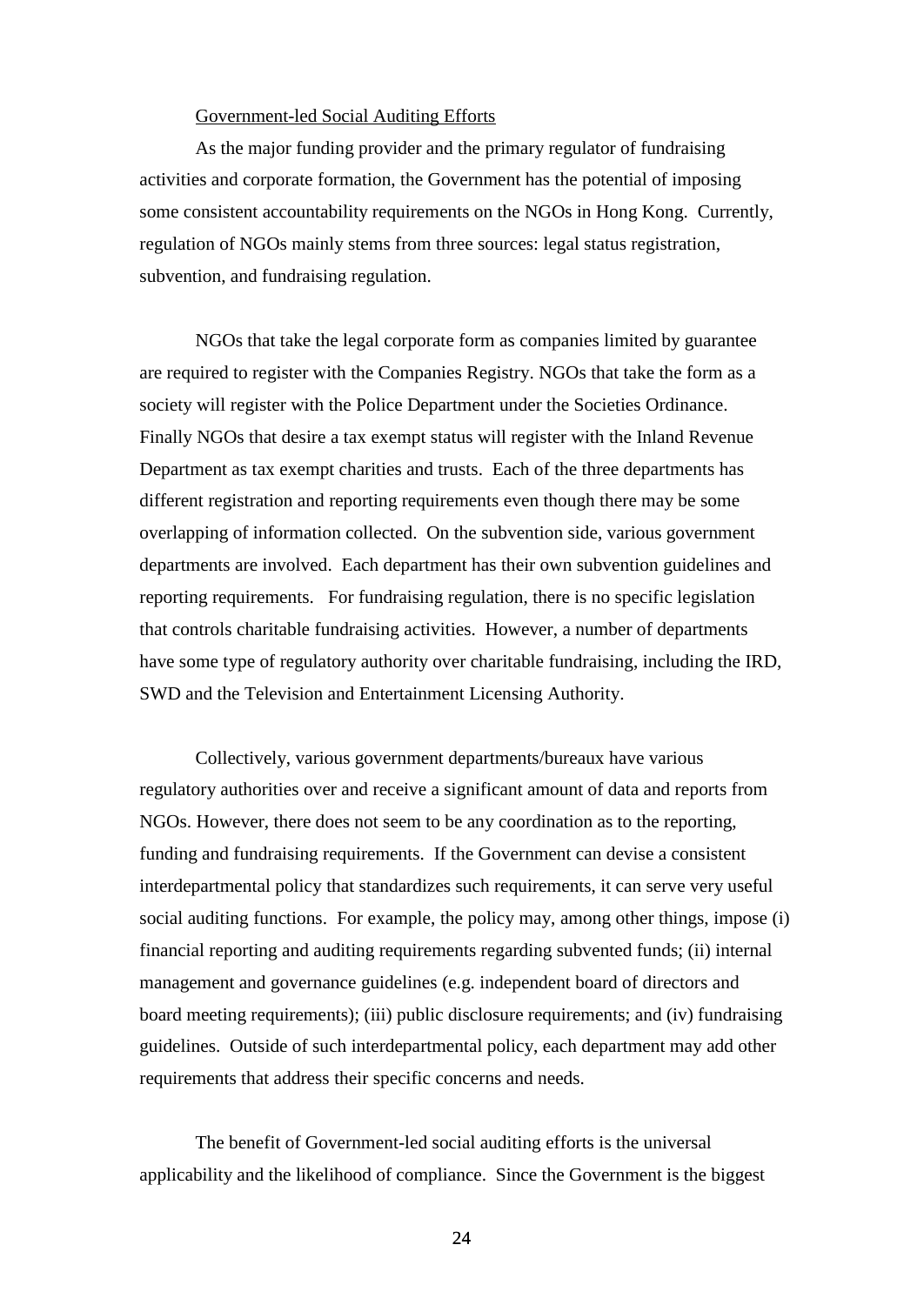<u>Government-led Social Auditing Efforts</u>

As the major funding provider and the primary regulator of fundraising activities and corporate formation, the Government has the potential of imposing some consistent accountability requirements on the NGOs in Hong Kong. Currently, regulation of NGOs mainly stems from three sources: legal status registration, subvention, and fundraising regulation.

NGOs that take the legal corporate form as companies limited by guarantee are required to register with the Companies Registry. NGOs that take the form as a society will register with the Police Department under the Societies Ordinance. Finally NGOs that desire a tax exempt status will register with the Inland Revenue Department as tax exempt charities and trusts. Each of the three departments has different registration and reporting requirements even though there may be some overlapping of information collected. On the subvention side, various government departments are involved. Each department has their own subvention guidelines and reporting requirements. For fundraising regulation, there is no specific legislation that controls charitable fundraising activities. However, a number of departments have some type of regulatory authority over charitable fundraising, including the IRD, SWD and the Television and Entertainment Licensing Authority.

Collectively, various government departments/bureaux have various regulatory authorities over and receive a significant amount of data and reports from NGOs. However, there does not seem to be any coordination as to the reporting, funding and fundraising requirements. If the Government can devise a consistent interdepartmental policy that standardizes such requirements, it can serve very useful social auditing functions. For example, the policy may, among other things, impose (i) financial reporting and auditing requirements regarding subvented funds; (ii) internal management and governance guidelines (e.g. independent board of directors and board meeting requirements); (iii) public disclosure requirements; and (iv) fundraising guidelines. Outside of such interdepartmental policy, each department may add other requirements that address their specific concerns and needs.

The benefit of Government-led social auditing efforts is the universal applicability and the likelihood of compliance. Since the Government is the biggest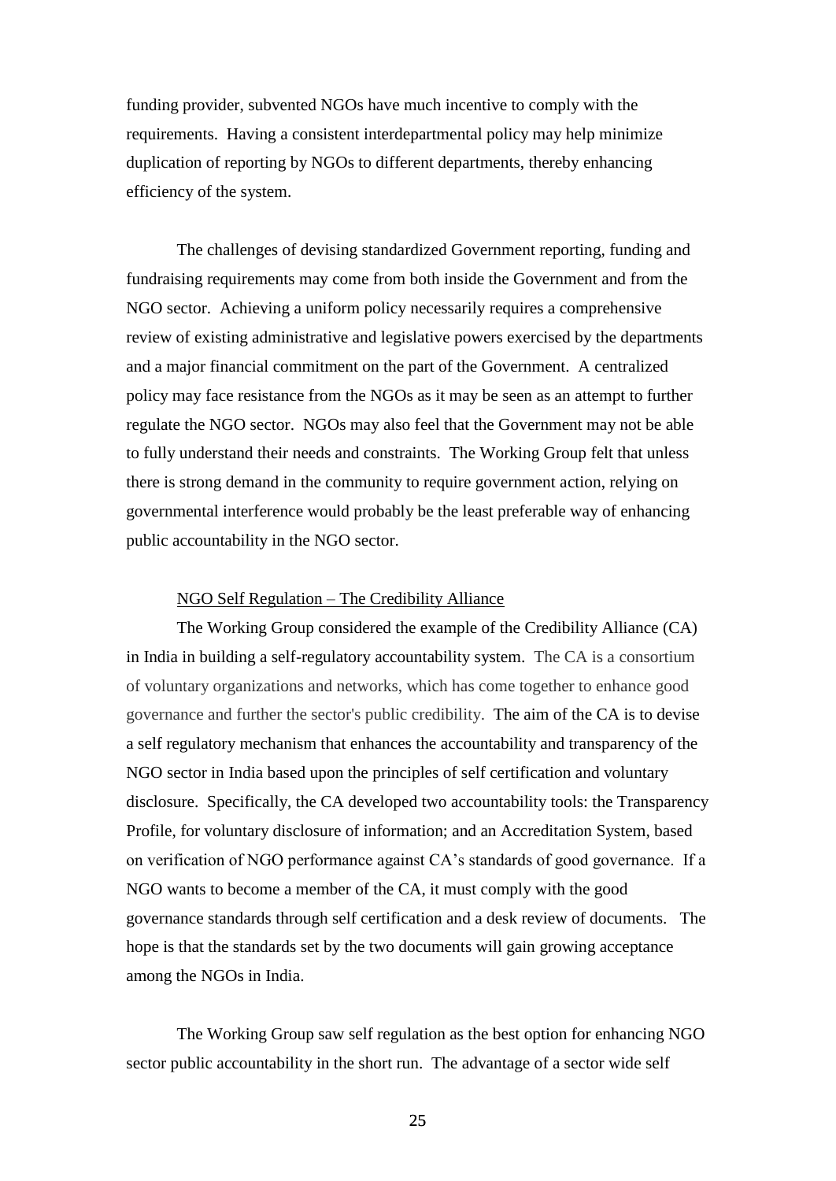funding provider, subvented NGOs have much incentive to comply with the requirements. Having a consistent interdepartmental policy may help minimize duplication of reporting by NGOs to different departments, thereby enhancing efficiency of the system.

The challenges of devising standardized Government reporting, funding and fundraising requirements may come from both inside the Government and from the NGO sector. Achieving a uniform policy necessarily requires a comprehensive review of existing administrative and legislative powers exercised by the departments and a major financial commitment on the part of the Government. A centralized policy may face resistance from the NGOs as it may be seen as an attempt to further regulate the NGO sector. NGOs may also feel that the Government may not be able to fully understand their needs and constraints. The Working Group felt that unless there is strong demand in the community to require government action, relying on governmental interference would probably be the least preferable way of enhancing public accountability in the NGO sector.

NGO Self Regulation – The Credibility Alliance

The Working Group considered the example of the Credibility Alliance (CA) in India in building a self-regulatory accountability system. The CA is a consortium of voluntary organizations and networks, which has come together to enhance good governance and further the sector's public credibility. The aim of the CA is to devise a self regulatory mechanism that enhances the accountability and transparency of the NGO sector in India based upon the principles of self certification and voluntary disclosure. Specifically, the CA developed two accountability tools: the Transparency Profile, for voluntary disclosure of information; and an Accreditation System, based on verification of NGO performance against CA's standards of good governance. If a NGO wants to become a member of the CA, it must comply with the good governance standards through self certification and a desk review of documents. The hope is that the standards set by the two documents will gain growing acceptance among the NGOs in India.

The Working Group saw self regulation as the best option for enhancing NGO sector public accountability in the short run. The advantage of a sector wide self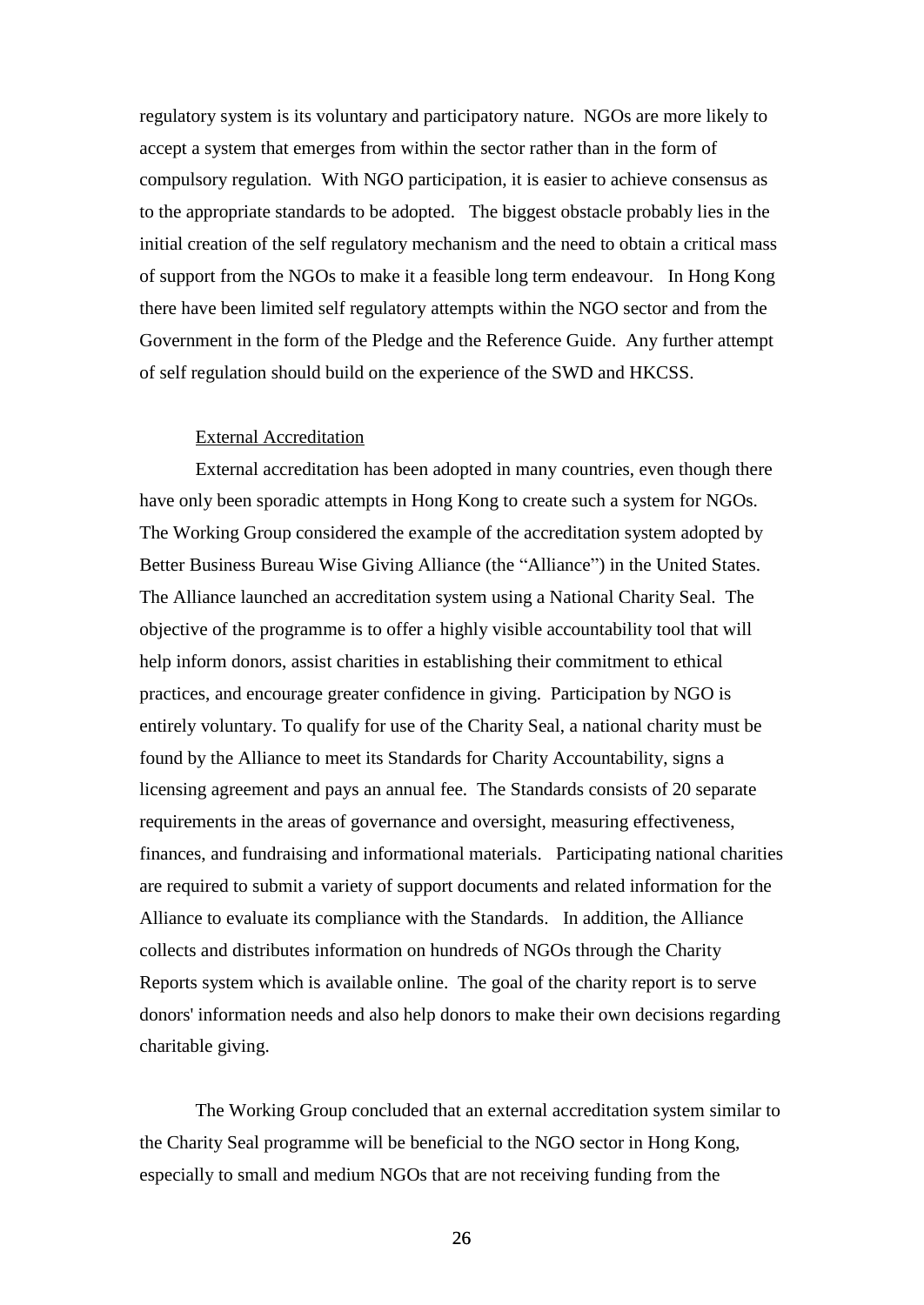regulatory system is its voluntary and participatory nature. NGOs are more likely to accept a system that emerges from within the sector rather than in the form of compulsory regulation. With NGO participation, it is easier to achieve consensus as to the appropriate standards to be adopted. The biggest obstacle probably lies in the initial creation of the self regulatory mechanism and the need to obtain a critical mass of support from the NGOs to make it a feasible long term endeavour. In Hong Kong there have been limited self regulatory attempts within the NGO sector and from the Government in the form of the Pledge and the Reference Guide. Any further attempt of self regulation should build on the experience of the SWD and HKCSS.

<u>External Accreditation</u>

External accreditation has been adopted in many countries, even though there have only been sporadic attempts in Hong Kong to create such a system for NGOs. The Working Group considered the example of the accreditation system adopted by Better Business Bureau Wise Giving Alliance (the "Alliance") in the United States. The Alliance launched an accreditation system using a National Charity Seal. The objective of the programme is to offer a highly visible accountability tool that will help inform donors, assist charities in establishing their commitment to ethical practices, and encourage greater confidence in giving. Participation by NGO is entirely voluntary. To qualify for use of the Charity Seal, a national charity must be found by the Alliance to meet its Standards for Charity Accountability, signs a licensing agreement and pays an annual fee. The Standards consists of 20 separate requirements in the areas of governance and oversight, measuring effectiveness, finances, and fundraising and informational materials. Participating national charities are required to submit a variety of support documents and related information for the Alliance to evaluate its compliance with the Standards. In addition, the Alliance collects and distributes information on hundreds of NGOs through the Charity Reports system which is available online. The goal of the charity report is to serve donors' information needs and also help donors to make their own decisions regarding charitable giving.

The Working Group concluded that an external accreditation system similar to the Charity Seal programme will be beneficial to the NGO sector in Hong Kong, especially to small and medium NGOs that are not receiving funding from the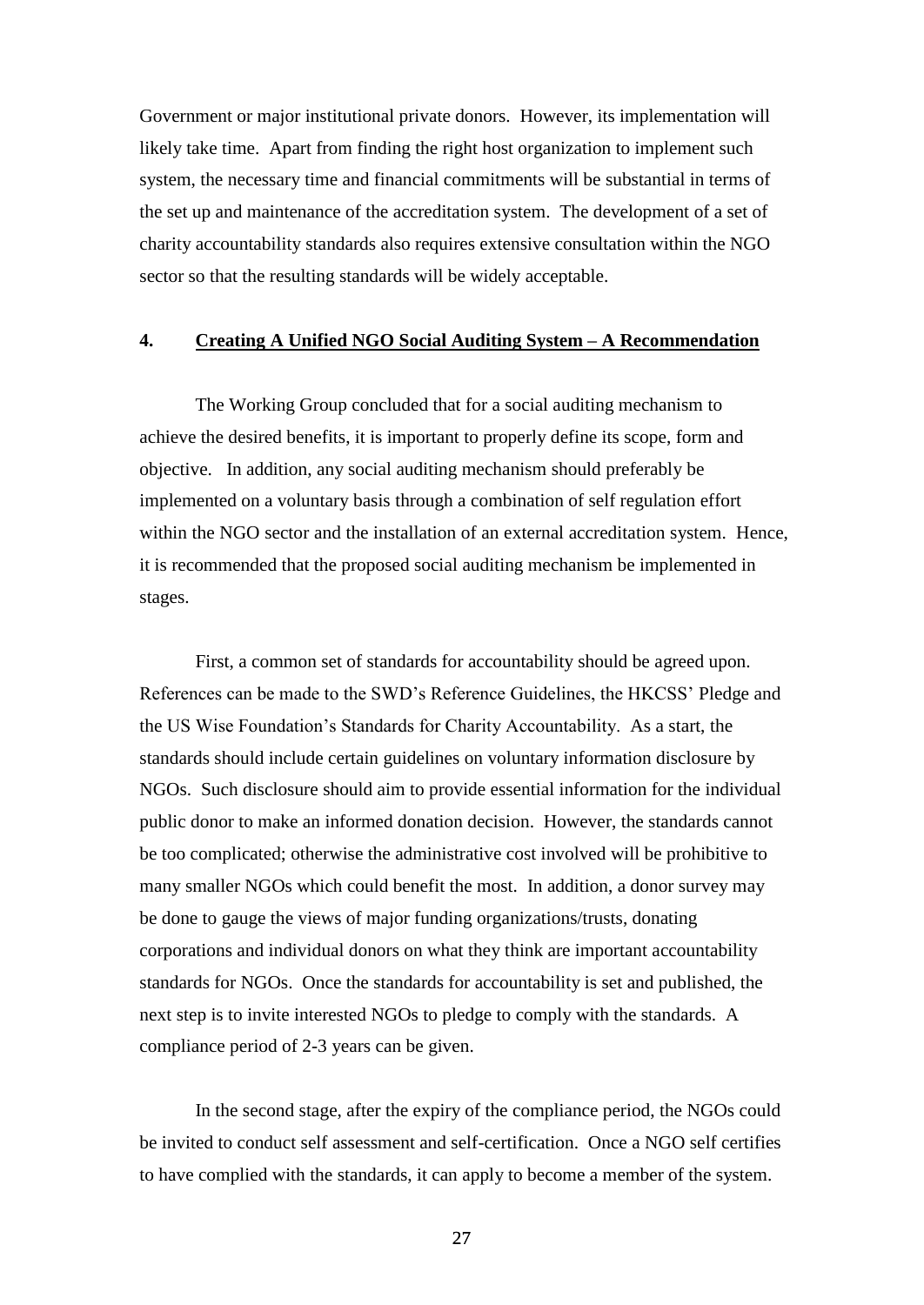Government or major institutional private donors. However, its implementation will likely take time. Apart from finding the right host organization to implement such system, the necessary time and financial commitments will be substantial in terms of the set up and maintenance of the accreditation system. The development of a set of charity accountability standards also requires extensive consultation within the NGO sector so that the resulting standards will be widely acceptable.

## 4. <u>Creating A Unified NGO Social Auditing System – A Recommendation</u>

The Working Group concluded that for a social auditing mechanism to achieve the desired benefits, it is important to properly define its scope, form and objective. In addition, any social auditing mechanism should preferably be implemented on a voluntary basis through a combination of self regulation effort within the NGO sector and the installation of an external accreditation system. Hence, it is recommended that the proposed social auditing mechanism be implemented in stages.

First, a common set of standards for accountability should be agreed upon. References can be made to the SWD's Reference Guidelines, the HKCSS' Pledge and the US Wise Foundation's Standards for Charity Accountability. As a start, the standards should include certain guidelines on voluntary information disclosure by NGOs. Such disclosure should aim to provide essential information for the individual public donor to make an informed donation decision. However, the standards cannot be too complicated; otherwise the administrative cost involved will be prohibitive to many smaller NGOs which could benefit the most. In addition, a donor survey may be done to gauge the views of major funding organizations/trusts, donating corporations and individual donors on what they think are important accountability standards for NGOs. Once the standards for accountability is set and published, the next step is to invite interested NGOs to pledge to comply with the standards. A compliance period of 2-3 years can be given.

In the second stage, after the expiry of the compliance period, the NGOs could be invited to conduct self assessment and self-certification. Once a NGO self certifies to have complied with the standards, it can apply to become a member of the system.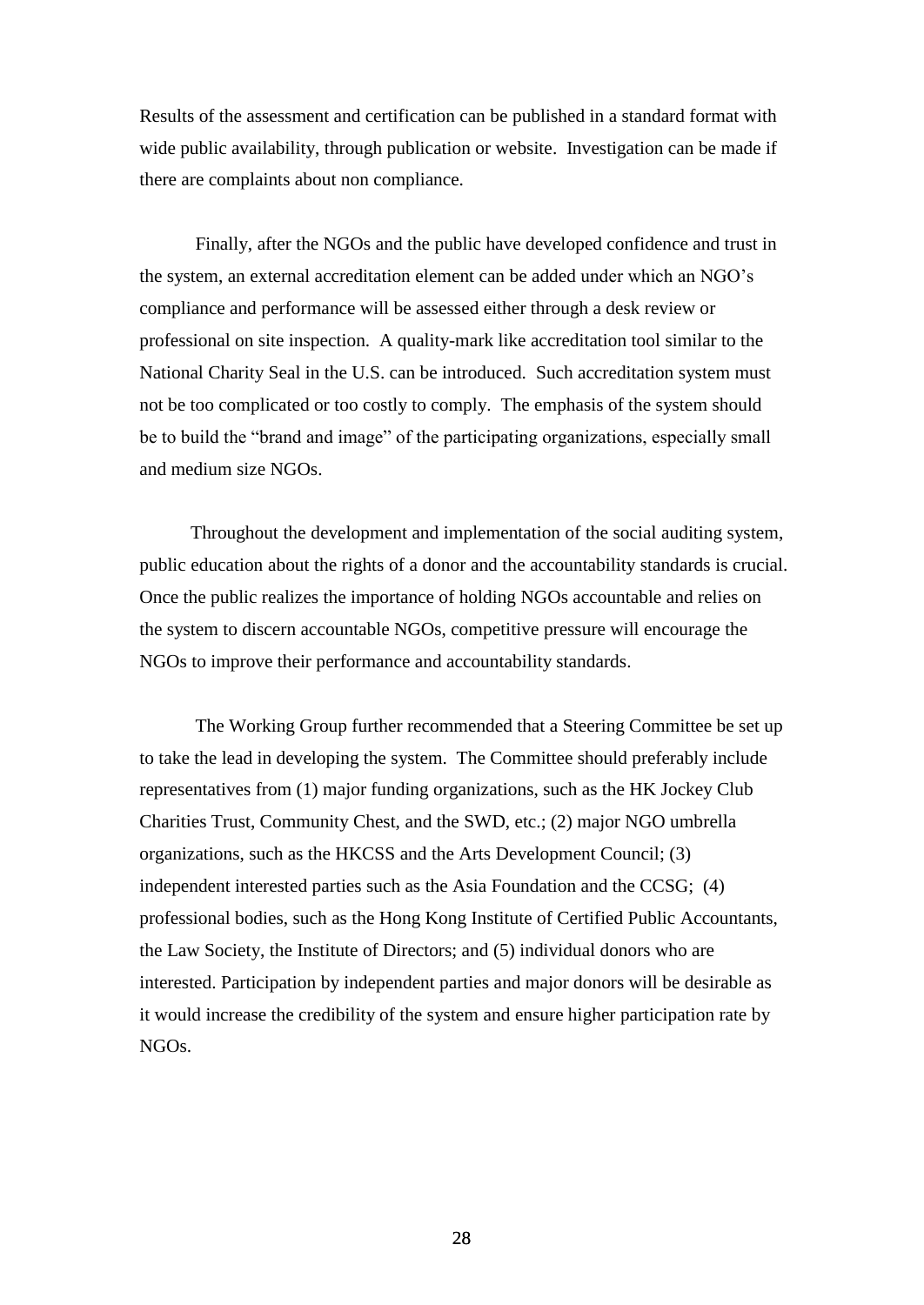Results of the assessment and certification can be published in a standard format with wide public availability, through publication or website. Investigation can be made if there are complaints about non compliance.

Finally, after the NGOs and the public have developed confidence and trust in the system, an external accreditation element can be added under which an NGO's compliance and performance will be assessed either through a desk review or professional on site inspection. A quality-mark like accreditation tool similar to the National Charity Seal in the U.S. can be introduced. Such accreditation system must not be too complicated or too costly to comply. The emphasis of the system should be to build the "brand and image" of the participating organizations, especially small and medium size NGOs.

Throughout the development and implementation of the social auditing system, public education about the rights of a donor and the accountability standards is crucial. Once the public realizes the importance of holding NGOs accountable and relies on the system to discern accountable NGOs, competitive pressure will encourage the NGOs to improve their performance and accountability standards.

The Working Group further recommended that a Steering Committee be set up to take the lead in developing the system. The Committee should preferably include representatives from (1) major funding organizations, such as the HK Jockey Club Charities Trust, Community Chest, and the SWD, etc.; (2) major NGO umbrella organizations, such as the HKCSS and the Arts Development Council; (3) independent interested parties such as the Asia Foundation and the CCSG; (4) professional bodies, such as the Hong Kong Institute of Certified Public Accountants, the Law Society, the Institute of Directors; and (5) individual donors who are interested. Participation by independent parties and major donors will be desirable as it would increase the credibility of the system and ensure higher participation rate by NGOs.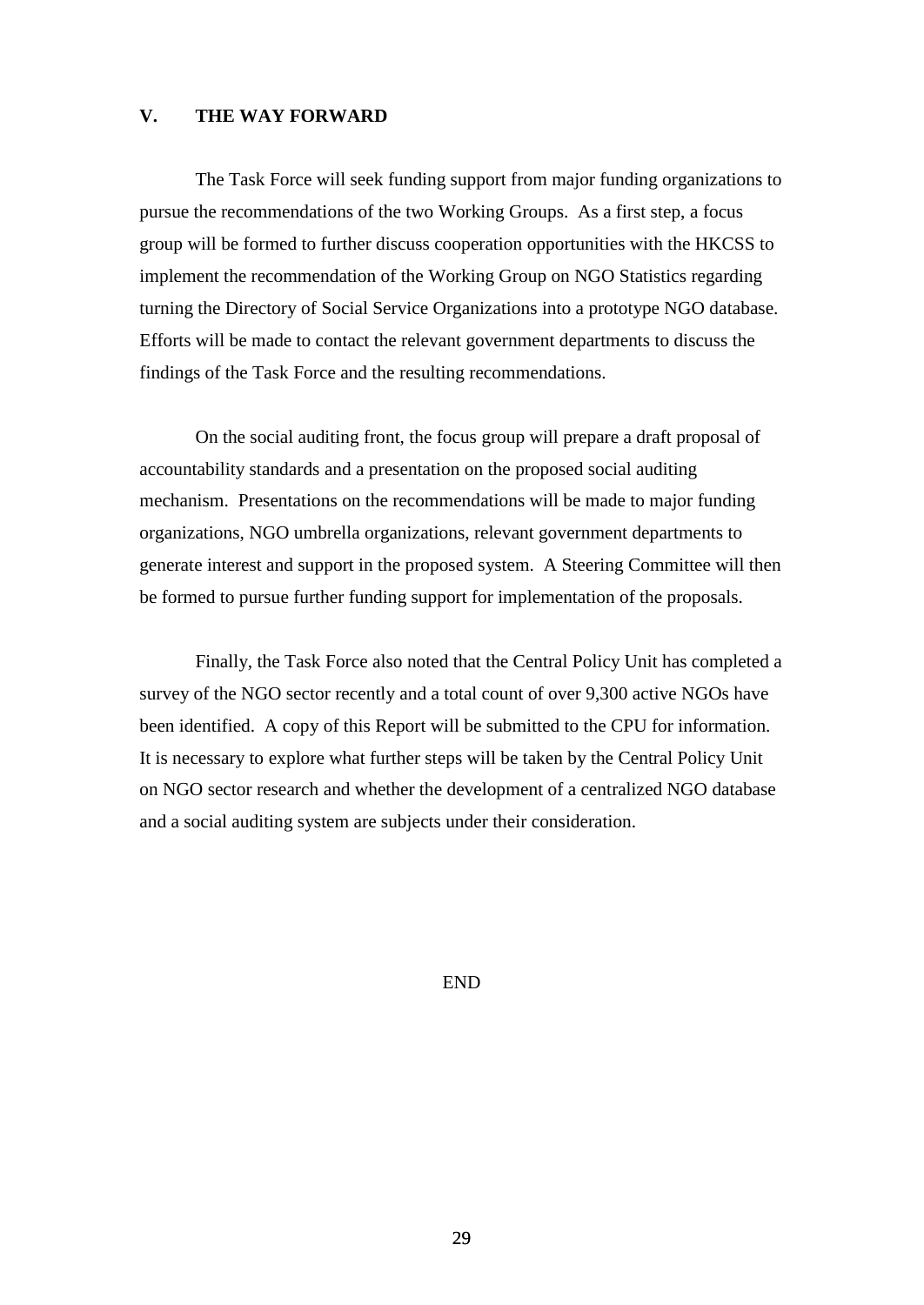## V. THE WAY FORWARD

The Task Force will seek funding support from major funding organizations to pursue the recommendations of the two Working Groups. As a first step, a focus group will be formed to further discuss cooperation opportunities with the HKCSS to implement the recommendation of the Working Group on NGO Statistics regarding turning the Directory of Social Service Organizations into a prototype NGO database. Efforts will be made to contact the relevant government departments to discuss the findings of the Task Force and the resulting recommendations.

On the social auditing front, the focus group will prepare a draft proposal of accountability standards and a presentation on the proposed social auditing mechanism. Presentations on the recommendations will be made to major funding organizations, NGO umbrella organizations, relevant government departments to generate interest and support in the proposed system. A Steering Committee will then be formed to pursue further funding support for implementation of the proposals.

Finally, the Task Force also noted that the Central Policy Unit has completed a survey of the NGO sector recently and a total count of over 9,300 active NGOs have been identified. A copy of this Report will be submitted to the CPU for information. It is necessary to explore what further steps will be taken by the Central Policy Unit on NGO sector research and whether the development of a centralized NGO database and a social auditing system are subjects under their consideration.

END